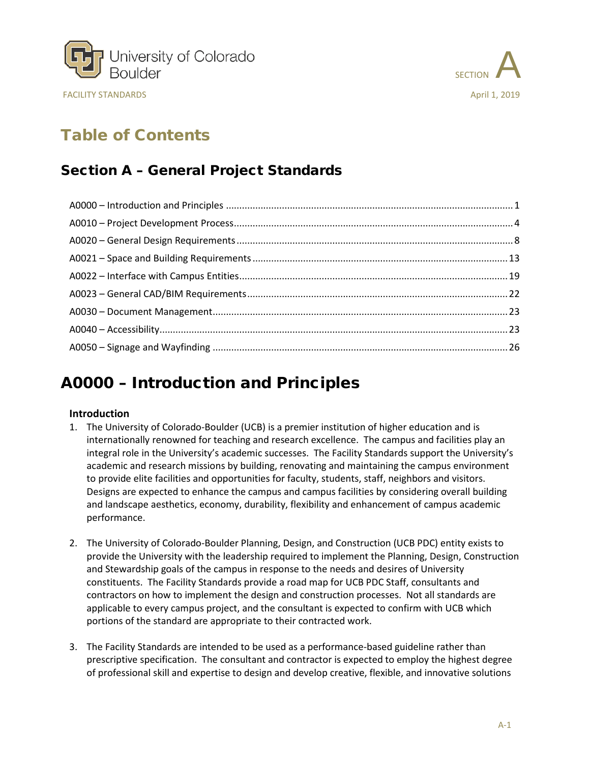# Table of Contents

## Section A – General Project Standards

A0000 – Introduction and Principles ........................................................................................................... 1
A0010 – Project Development Process......................................................................................................... 4
A0020 – General Design Requirements ........................................................................................................ 8
A0021 – Space and Building Requirements ................................................................................................ 13
A0022 – Interface with Campus Entities..................................................................................................... 19
A0023 – General CAD/BIM Requirements .................................................................................................. 22
A0030 – Document Management............................................................................................................... 23
A0040 – Accessibility................................................................................................................................... 23
A0050 – Signage and Wayfinding ............................................................................................................... 26

# A0000 – Introduction and Principles

### Introduction

1. The University of Colorado-Boulder (UCB) is a premier institution of higher education and is internationally renowned for teaching and research excellence. The campus and facilities play an integral role in the University's academic successes. The Facility Standards support the University's academic and research missions by building, renovating and maintaining the campus environment to provide elite facilities and opportunities for faculty, students, staff, neighbors and visitors. Designs are expected to enhance the campus and campus facilities by considering overall building and landscape aesthetics, economy, durability, flexibility and enhancement of campus academic performance.

2. The University of Colorado-Boulder Planning, Design, and Construction (UCB PDC) entity exists to provide the University with the leadership required to implement the Planning, Design, Construction and Stewardship goals of the campus in response to the needs and desires of University constituents. The Facility Standards provide a road map for UCB PDC Staff, consultants and contractors on how to implement the design and construction processes. Not all standards are applicable to every campus project, and the consultant is expected to confirm with UCB which portions of the standard are appropriate to their contracted work.

3. The Facility Standards are intended to be used as a performance-based guideline rather than prescriptive specification. The consultant and contractor is expected to employ the highest degree of professional skill and expertise to design and develop creative, flexible, and innovative solutions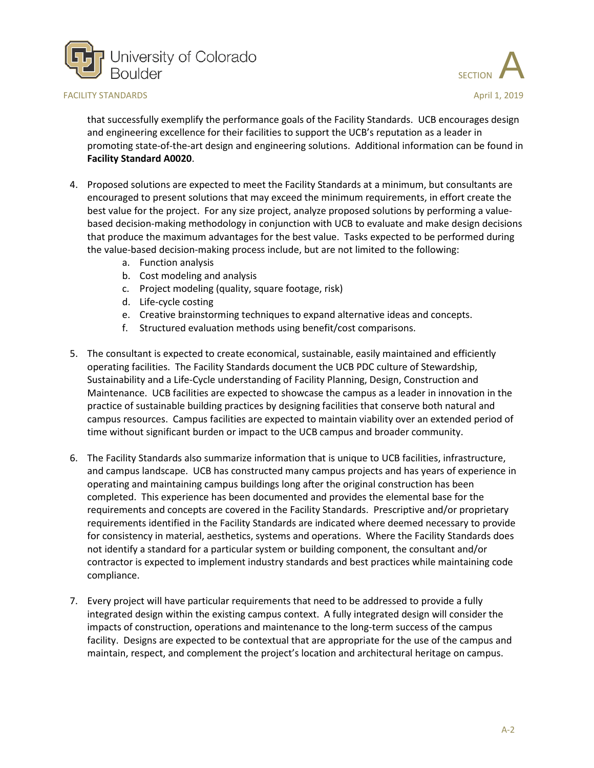that successfully exemplify the performance goals of the Facility Standards. UCB encourages design and engineering excellence for their facilities to support the UCB's reputation as a leader in promoting state-of-the-art design and engineering solutions. Additional information can be found in **Facility Standard A0020**.

4. Proposed solutions are expected to meet the Facility Standards at a minimum, but consultants are encouraged to present solutions that may exceed the minimum requirements, in effort create the best value for the project. For any size project, analyze proposed solutions by performing a value-based decision-making methodology in conjunction with UCB to evaluate and make design decisions that produce the maximum advantages for the best value. Tasks expected to be performed during the value-based decision-making process include, but are not limited to the following:
    a. Function analysis
    b. Cost modeling and analysis
    c. Project modeling (quality, square footage, risk)
    d. Life-cycle costing
    e. Creative brainstorming techniques to expand alternative ideas and concepts.
    f. Structured evaluation methods using benefit/cost comparisons.

5. The consultant is expected to create economical, sustainable, easily maintained and efficiently operating facilities. The Facility Standards document the UCB PDC culture of Stewardship, Sustainability and a Life-Cycle understanding of Facility Planning, Design, Construction and Maintenance. UCB facilities are expected to showcase the campus as a leader in innovation in the practice of sustainable building practices by designing facilities that conserve both natural and campus resources. Campus facilities are expected to maintain viability over an extended period of time without significant burden or impact to the UCB campus and broader community.

6. The Facility Standards also summarize information that is unique to UCB facilities, infrastructure, and campus landscape. UCB has constructed many campus projects and has years of experience in operating and maintaining campus buildings long after the original construction has been completed. This experience has been documented and provides the elemental base for the requirements and concepts are covered in the Facility Standards. Prescriptive and/or proprietary requirements identified in the Facility Standards are indicated where deemed necessary to provide for consistency in material, aesthetics, systems and operations. Where the Facility Standards does not identify a standard for a particular system or building component, the consultant and/or contractor is expected to implement industry standards and best practices while maintaining code compliance.

7. Every project will have particular requirements that need to be addressed to provide a fully integrated design within the existing campus context. A fully integrated design will consider the impacts of construction, operations and maintenance to the long-term success of the campus facility. Designs are expected to be contextual that are appropriate for the use of the campus and maintain, respect, and complement the project's location and architectural heritage on campus.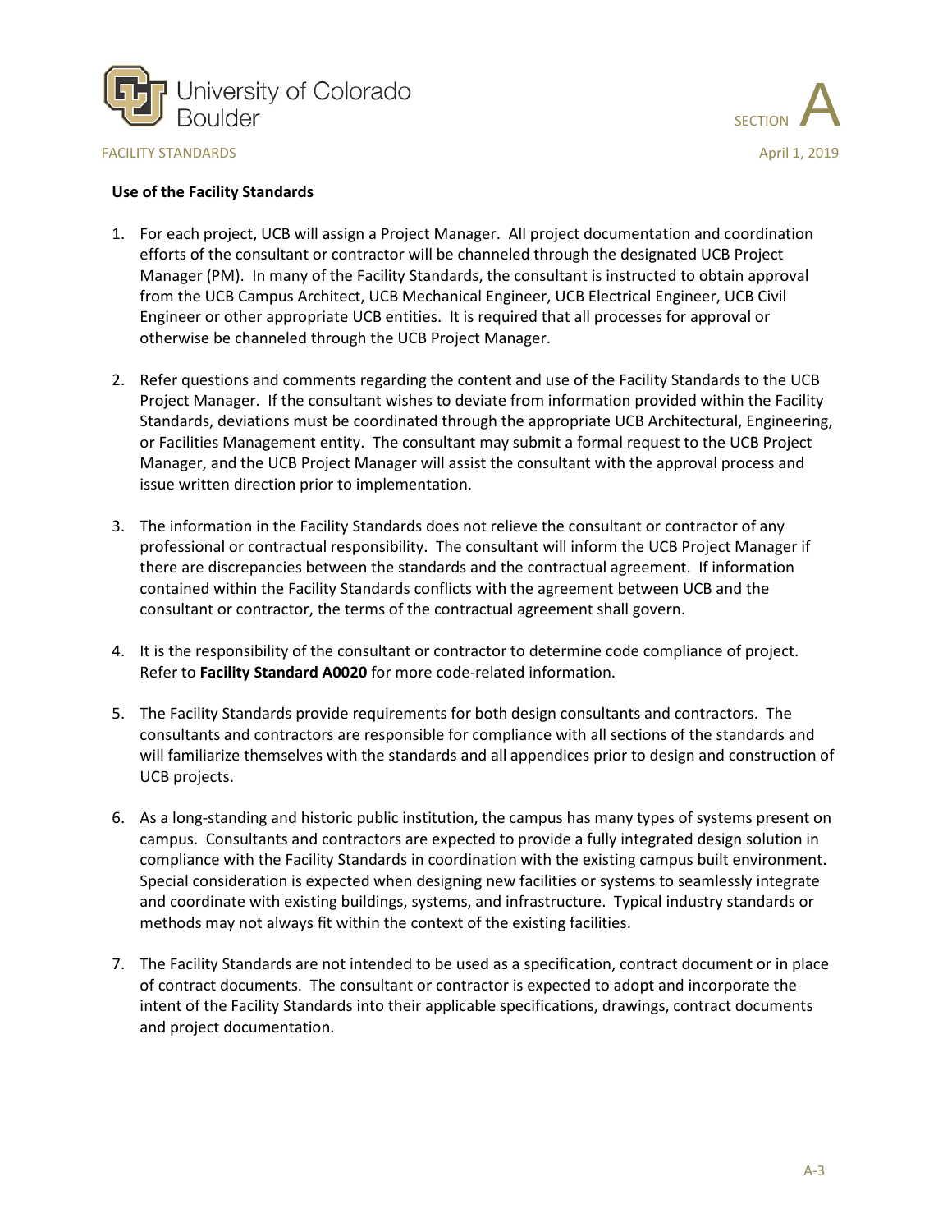## Use of the Facility Standards

1. For each project, UCB will assign a Project Manager. All project documentation and coordination efforts of the consultant or contractor will be channeled through the designated UCB Project Manager (PM). In many of the Facility Standards, the consultant is instructed to obtain approval from the UCB Campus Architect, UCB Mechanical Engineer, UCB Electrical Engineer, UCB Civil Engineer or other appropriate UCB entities. It is required that all processes for approval or otherwise be channeled through the UCB Project Manager.

2. Refer questions and comments regarding the content and use of the Facility Standards to the UCB Project Manager. If the consultant wishes to deviate from information provided within the Facility Standards, deviations must be coordinated through the appropriate UCB Architectural, Engineering, or Facilities Management entity. The consultant may submit a formal request to the UCB Project Manager, and the UCB Project Manager will assist the consultant with the approval process and issue written direction prior to implementation.

3. The information in the Facility Standards does not relieve the consultant or contractor of any professional or contractual responsibility. The consultant will inform the UCB Project Manager if there are discrepancies between the standards and the contractual agreement. If information contained within the Facility Standards conflicts with the agreement between UCB and the consultant or contractor, the terms of the contractual agreement shall govern.

4. It is the responsibility of the consultant or contractor to determine code compliance of project. Refer to **Facility Standard A0020** for more code-related information.

5. The Facility Standards provide requirements for both design consultants and contractors. The consultants and contractors are responsible for compliance with all sections of the standards and will familiarize themselves with the standards and all appendices prior to design and construction of UCB projects.

6. As a long-standing and historic public institution, the campus has many types of systems present on campus. Consultants and contractors are expected to provide a fully integrated design solution in compliance with the Facility Standards in coordination with the existing campus built environment. Special consideration is expected when designing new facilities or systems to seamlessly integrate and coordinate with existing buildings, systems, and infrastructure. Typical industry standards or methods may not always fit within the context of the existing facilities.

7. The Facility Standards are not intended to be used as a specification, contract document or in place of contract documents. The consultant or contractor is expected to adopt and incorporate the intent of the Facility Standards into their applicable specifications, drawings, contract documents and project documentation.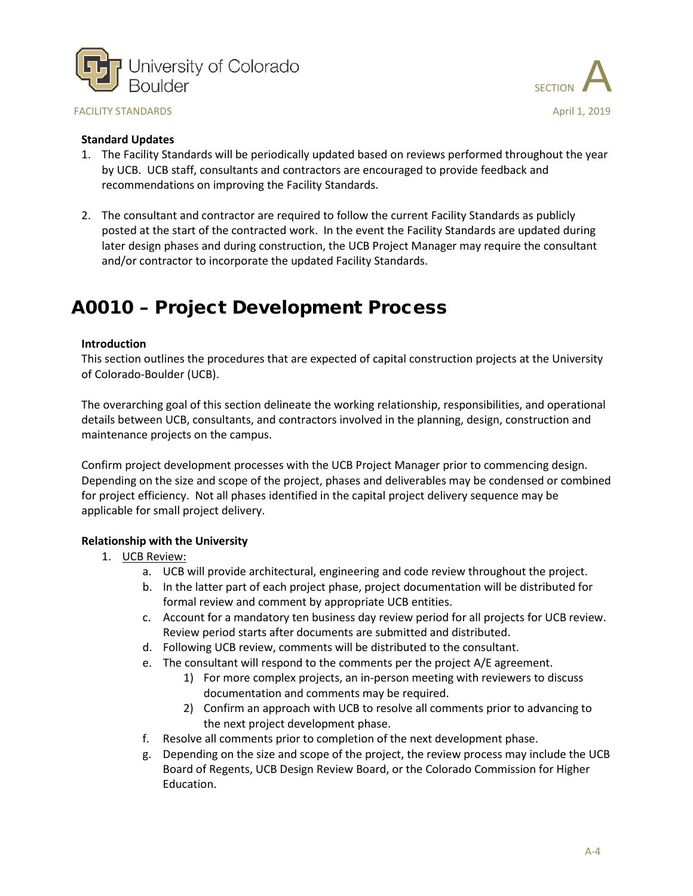**Standard Updates**

1. The Facility Standards will be periodically updated based on reviews performed throughout the year by UCB. UCB staff, consultants and contractors are encouraged to provide feedback and recommendations on improving the Facility Standards.

2. The consultant and contractor are required to follow the current Facility Standards as publicly posted at the start of the contracted work. In the event the Facility Standards are updated during later design phases and during construction, the UCB Project Manager may require the consultant and/or contractor to incorporate the updated Facility Standards.

# A0010 – Project Development Process

**Introduction**

This section outlines the procedures that are expected of capital construction projects at the University of Colorado-Boulder (UCB).

The overarching goal of this section delineate the working relationship, responsibilities, and operational details between UCB, consultants, and contractors involved in the planning, design, construction and maintenance projects on the campus.

Confirm project development processes with the UCB Project Manager prior to commencing design. Depending on the size and scope of the project, phases and deliverables may be condensed or combined for project efficiency. Not all phases identified in the capital project delivery sequence may be applicable for small project delivery.

**Relationship with the University**

1. UCB Review:
   a. UCB will provide architectural, engineering and code review throughout the project.
   b. In the latter part of each project phase, project documentation will be distributed for formal review and comment by appropriate UCB entities.
   c. Account for a mandatory ten business day review period for all projects for UCB review. Review period starts after documents are submitted and distributed.
   d. Following UCB review, comments will be distributed to the consultant.
   e. The consultant will respond to the comments per the project A/E agreement.
      1) For more complex projects, an in-person meeting with reviewers to discuss documentation and comments may be required.
      2) Confirm an approach with UCB to resolve all comments prior to advancing to the next project development phase.
   f. Resolve all comments prior to completion of the next development phase.
   g. Depending on the size and scope of the project, the review process may include the UCB Board of Regents, UCB Design Review Board, or the Colorado Commission for Higher Education.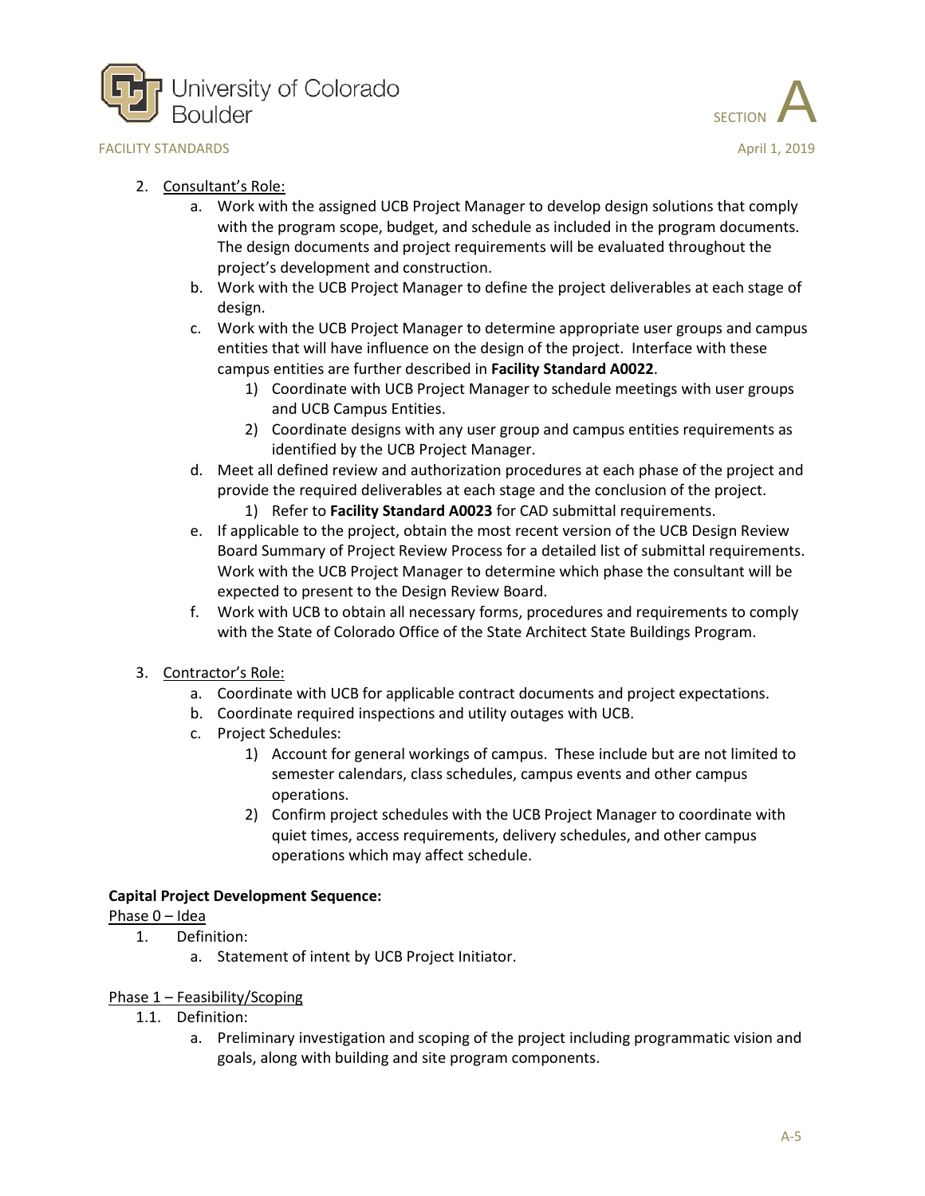2. Consultant's Role:
   a. Work with the assigned UCB Project Manager to develop design solutions that comply with the program scope, budget, and schedule as included in the program documents. The design documents and project requirements will be evaluated throughout the project's development and construction.
   b. Work with the UCB Project Manager to define the project deliverables at each stage of design.
   c. Work with the UCB Project Manager to determine appropriate user groups and campus entities that will have influence on the design of the project. Interface with these campus entities are further described in **Facility Standard A0022**.
      1) Coordinate with UCB Project Manager to schedule meetings with user groups and UCB Campus Entities.
      2) Coordinate designs with any user group and campus entities requirements as identified by the UCB Project Manager.
   d. Meet all defined review and authorization procedures at each phase of the project and provide the required deliverables at each stage and the conclusion of the project.
      1) Refer to **Facility Standard A0023** for CAD submittal requirements.
   e. If applicable to the project, obtain the most recent version of the UCB Design Review Board Summary of Project Review Process for a detailed list of submittal requirements. Work with the UCB Project Manager to determine which phase the consultant will be expected to present to the Design Review Board.
   f. Work with UCB to obtain all necessary forms, procedures and requirements to comply with the State of Colorado Office of the State Architect State Buildings Program.

3. Contractor's Role:
   a. Coordinate with UCB for applicable contract documents and project expectations.
   b. Coordinate required inspections and utility outages with UCB.
   c. Project Schedules:
      1) Account for general workings of campus. These include but are not limited to semester calendars, class schedules, campus events and other campus operations.
      2) Confirm project schedules with the UCB Project Manager to coordinate with quiet times, access requirements, delivery schedules, and other campus operations which may affect schedule.

**Capital Project Development Sequence:**

Phase 0 – Idea

1. Definition:
   a. Statement of intent by UCB Project Initiator.

Phase 1 – Feasibility/Scoping

1.1. Definition:
   a. Preliminary investigation and scoping of the project including programmatic vision and goals, along with building and site program components.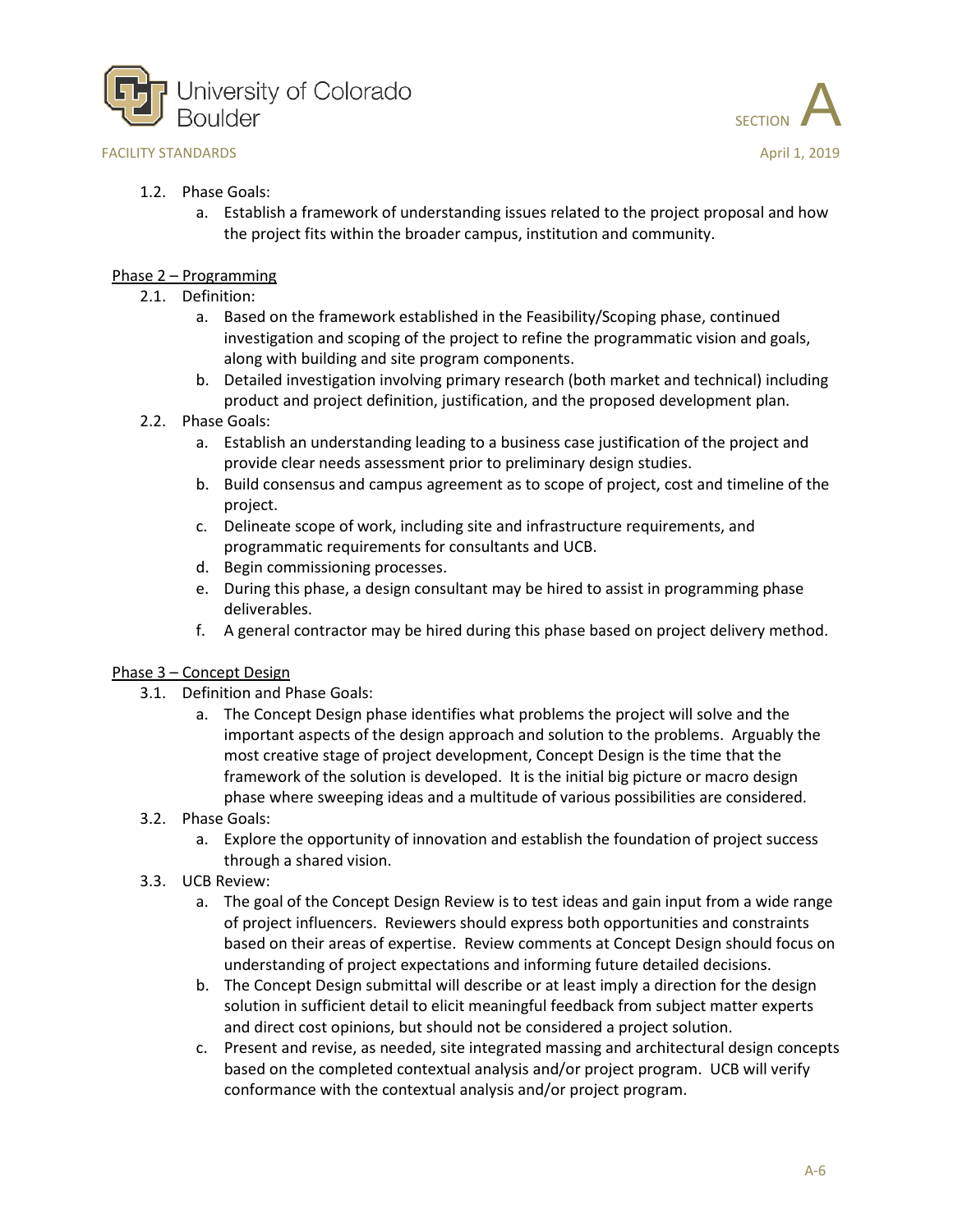1.2. Phase Goals:

   a. Establish a framework of understanding issues related to the project proposal and how the project fits within the broader campus, institution and community.

<u>Phase 2 – Programming</u>

2.1. Definition:

   a. Based on the framework established in the Feasibility/Scoping phase, continued investigation and scoping of the project to refine the programmatic vision and goals, along with building and site program components.

   b. Detailed investigation involving primary research (both market and technical) including product and project definition, justification, and the proposed development plan.

2.2. Phase Goals:

   a. Establish an understanding leading to a business case justification of the project and provide clear needs assessment prior to preliminary design studies.

   b. Build consensus and campus agreement as to scope of project, cost and timeline of the project.

   c. Delineate scope of work, including site and infrastructure requirements, and programmatic requirements for consultants and UCB.

   d. Begin commissioning processes.

   e. During this phase, a design consultant may be hired to assist in programming phase deliverables.

   f. A general contractor may be hired during this phase based on project delivery method.

<u>Phase 3 – Concept Design</u>

3.1. Definition and Phase Goals:

   a. The Concept Design phase identifies what problems the project will solve and the important aspects of the design approach and solution to the problems. Arguably the most creative stage of project development, Concept Design is the time that the framework of the solution is developed. It is the initial big picture or macro design phase where sweeping ideas and a multitude of various possibilities are considered.

3.2. Phase Goals:

   a. Explore the opportunity of innovation and establish the foundation of project success through a shared vision.

3.3. UCB Review:

   a. The goal of the Concept Design Review is to test ideas and gain input from a wide range of project influencers. Reviewers should express both opportunities and constraints based on their areas of expertise. Review comments at Concept Design should focus on understanding of project expectations and informing future detailed decisions.

   b. The Concept Design submittal will describe or at least imply a direction for the design solution in sufficient detail to elicit meaningful feedback from subject matter experts and direct cost opinions, but should not be considered a project solution.

   c. Present and revise, as needed, site integrated massing and architectural design concepts based on the completed contextual analysis and/or project program. UCB will verify conformance with the contextual analysis and/or project program.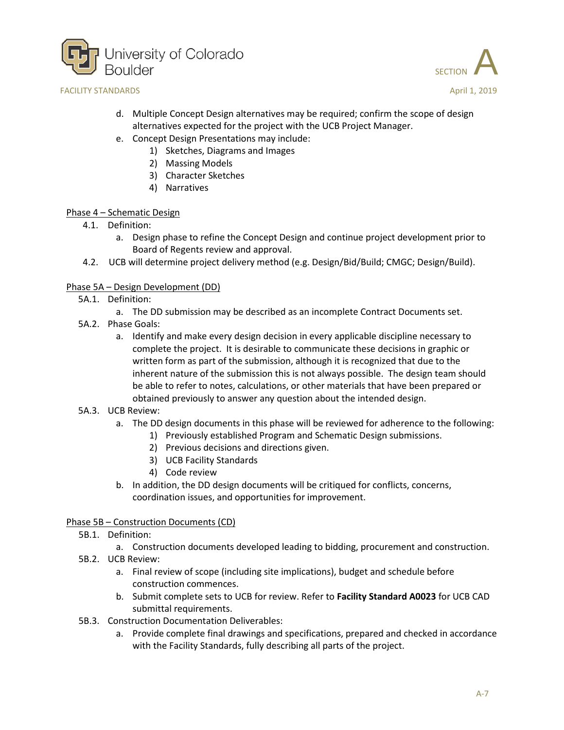d. Multiple Concept Design alternatives may be required; confirm the scope of design alternatives expected for the project with the UCB Project Manager.

e. Concept Design Presentations may include:
   1) Sketches, Diagrams and Images
   2) Massing Models
   3) Character Sketches
   4) Narratives

Phase 4 – Schematic Design

4.1. Definition:
   a. Design phase to refine the Concept Design and continue project development prior to Board of Regents review and approval.

4.2. UCB will determine project delivery method (e.g. Design/Bid/Build; CMGC; Design/Build).

Phase 5A – Design Development (DD)

5A.1. Definition:
   a. The DD submission may be described as an incomplete Contract Documents set.

5A.2. Phase Goals:
   a. Identify and make every design decision in every applicable discipline necessary to complete the project. It is desirable to communicate these decisions in graphic or written form as part of the submission, although it is recognized that due to the inherent nature of the submission this is not always possible. The design team should be able to refer to notes, calculations, or other materials that have been prepared or obtained previously to answer any question about the intended design.

5A.3. UCB Review:
   a. The DD design documents in this phase will be reviewed for adherence to the following:
      1) Previously established Program and Schematic Design submissions.
      2) Previous decisions and directions given.
      3) UCB Facility Standards
      4) Code review
   b. In addition, the DD design documents will be critiqued for conflicts, concerns, coordination issues, and opportunities for improvement.

Phase 5B – Construction Documents (CD)

5B.1. Definition:
   a. Construction documents developed leading to bidding, procurement and construction.

5B.2. UCB Review:
   a. Final review of scope (including site implications), budget and schedule before construction commences.
   b. Submit complete sets to UCB for review. Refer to **Facility Standard A0023** for UCB CAD submittal requirements.

5B.3. Construction Documentation Deliverables:
   a. Provide complete final drawings and specifications, prepared and checked in accordance with the Facility Standards, fully describing all parts of the project.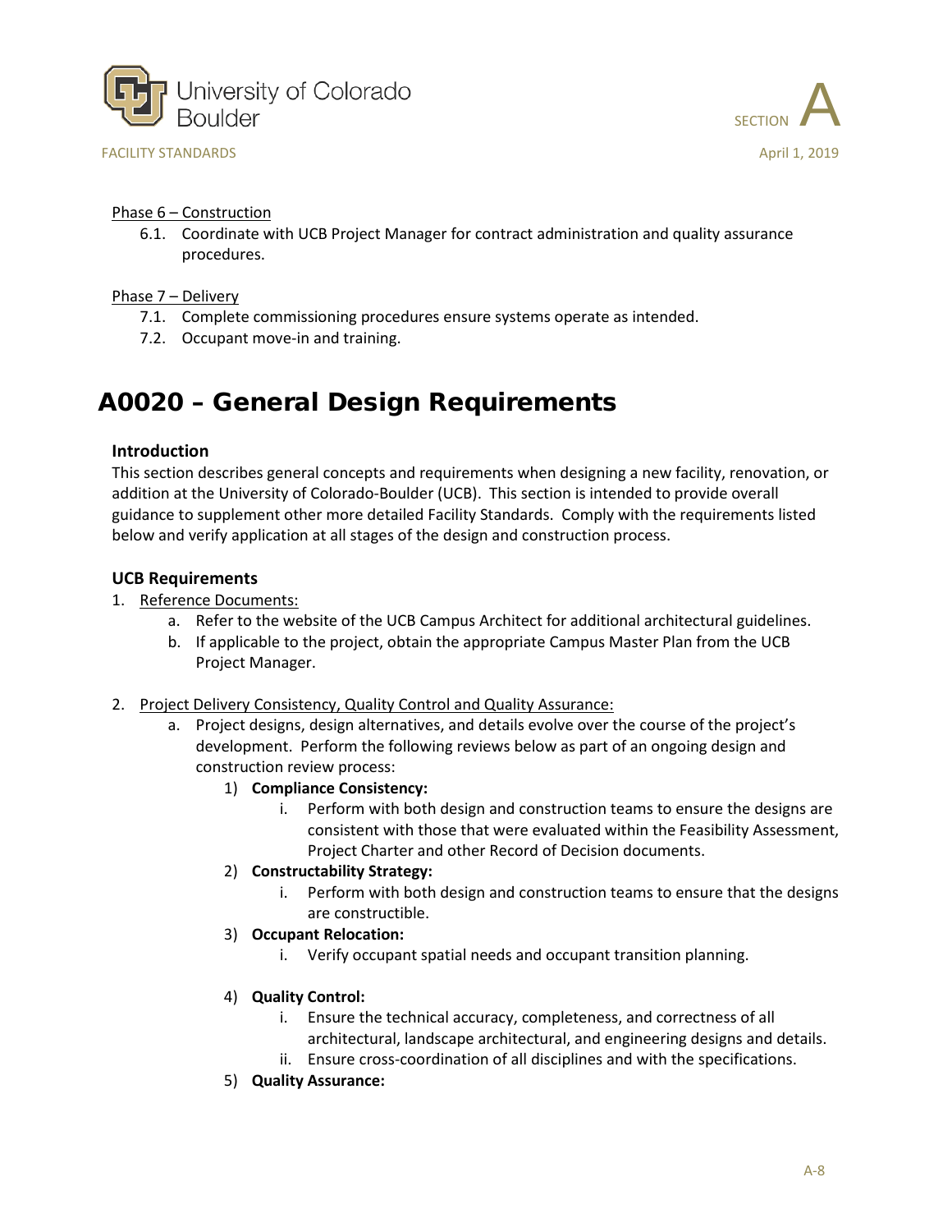Phase 6 – Construction

6.1. Coordinate with UCB Project Manager for contract administration and quality assurance procedures.

Phase 7 – Delivery

7.1. Complete commissioning procedures ensure systems operate as intended.
7.2. Occupant move-in and training.

# A0020 – General Design Requirements

### Introduction

This section describes general concepts and requirements when designing a new facility, renovation, or addition at the University of Colorado-Boulder (UCB). This section is intended to provide overall guidance to supplement other more detailed Facility Standards. Comply with the requirements listed below and verify application at all stages of the design and construction process.

### UCB Requirements

1. Reference Documents:
    a. Refer to the website of the UCB Campus Architect for additional architectural guidelines.
    b. If applicable to the project, obtain the appropriate Campus Master Plan from the UCB Project Manager.

2. Project Delivery Consistency, Quality Control and Quality Assurance:
    a. Project designs, design alternatives, and details evolve over the course of the project's development. Perform the following reviews below as part of an ongoing design and construction review process:
        1) **Compliance Consistency:**
            i. Perform with both design and construction teams to ensure the designs are consistent with those that were evaluated within the Feasibility Assessment, Project Charter and other Record of Decision documents.
        2) **Constructability Strategy:**
            i. Perform with both design and construction teams to ensure that the designs are constructible.
        3) **Occupant Relocation:**
            i. Verify occupant spatial needs and occupant transition planning.
        4) **Quality Control:**
            i. Ensure the technical accuracy, completeness, and correctness of all architectural, landscape architectural, and engineering designs and details.
            ii. Ensure cross-coordination of all disciplines and with the specifications.
        5) **Quality Assurance:**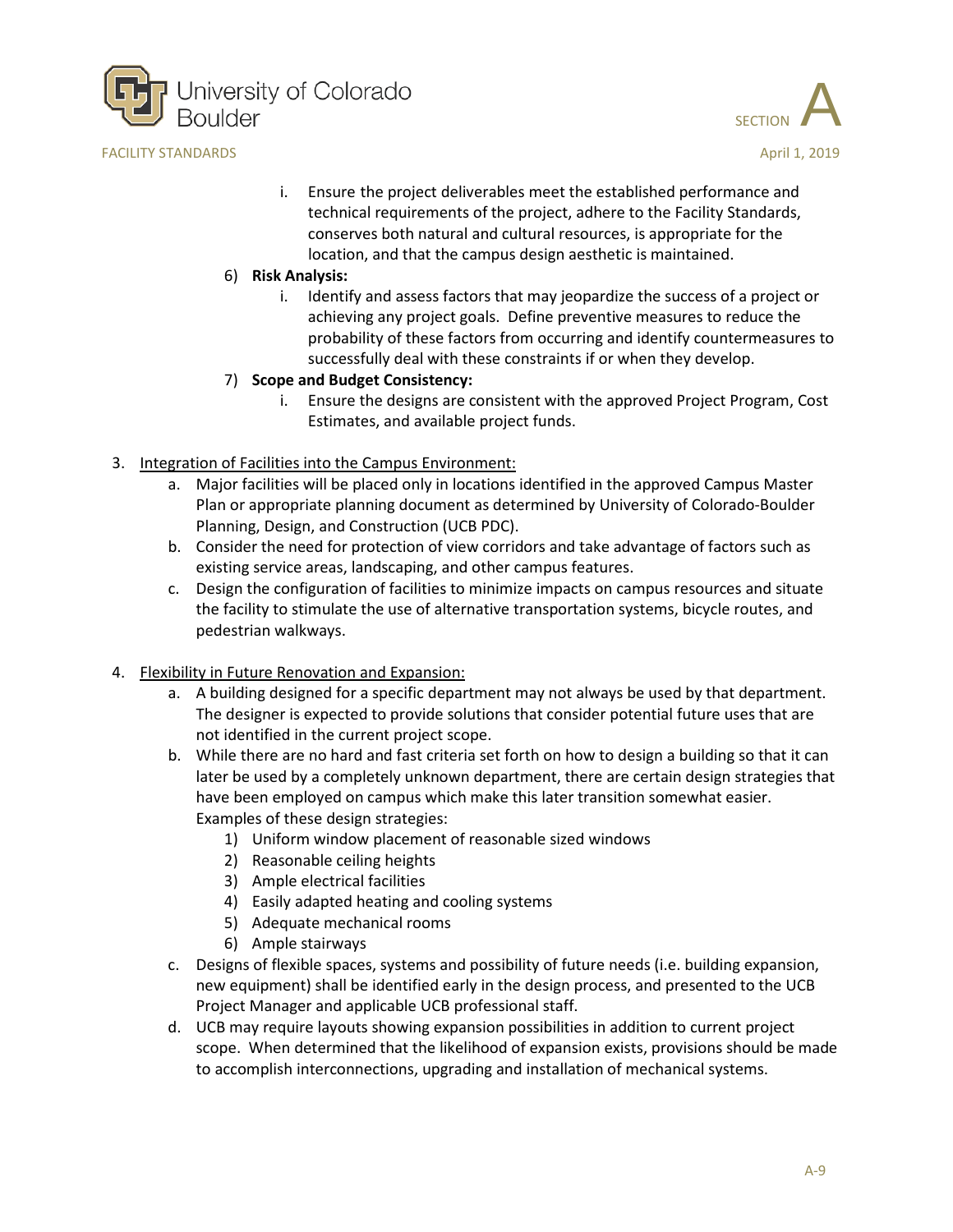i. Ensure the project deliverables meet the established performance and technical requirements of the project, adhere to the Facility Standards, conserves both natural and cultural resources, is appropriate for the location, and that the campus design aesthetic is maintained.

6) **Risk Analysis:**

   i. Identify and assess factors that may jeopardize the success of a project or achieving any project goals. Define preventive measures to reduce the probability of these factors from occurring and identify countermeasures to successfully deal with these constraints if or when they develop.

7) **Scope and Budget Consistency:**

   i. Ensure the designs are consistent with the approved Project Program, Cost Estimates, and available project funds.

3. Integration of Facilities into the Campus Environment:
   a. Major facilities will be placed only in locations identified in the approved Campus Master Plan or appropriate planning document as determined by University of Colorado-Boulder Planning, Design, and Construction (UCB PDC).
   b. Consider the need for protection of view corridors and take advantage of factors such as existing service areas, landscaping, and other campus features.
   c. Design the configuration of facilities to minimize impacts on campus resources and situate the facility to stimulate the use of alternative transportation systems, bicycle routes, and pedestrian walkways.

4. Flexibility in Future Renovation and Expansion:
   a. A building designed for a specific department may not always be used by that department. The designer is expected to provide solutions that consider potential future uses that are not identified in the current project scope.
   b. While there are no hard and fast criteria set forth on how to design a building so that it can later be used by a completely unknown department, there are certain design strategies that have been employed on campus which make this later transition somewhat easier. Examples of these design strategies:
      1) Uniform window placement of reasonable sized windows
      2) Reasonable ceiling heights
      3) Ample electrical facilities
      4) Easily adapted heating and cooling systems
      5) Adequate mechanical rooms
      6) Ample stairways
   c. Designs of flexible spaces, systems and possibility of future needs (i.e. building expansion, new equipment) shall be identified early in the design process, and presented to the UCB Project Manager and applicable UCB professional staff.
   d. UCB may require layouts showing expansion possibilities in addition to current project scope. When determined that the likelihood of expansion exists, provisions should be made to accomplish interconnections, upgrading and installation of mechanical systems.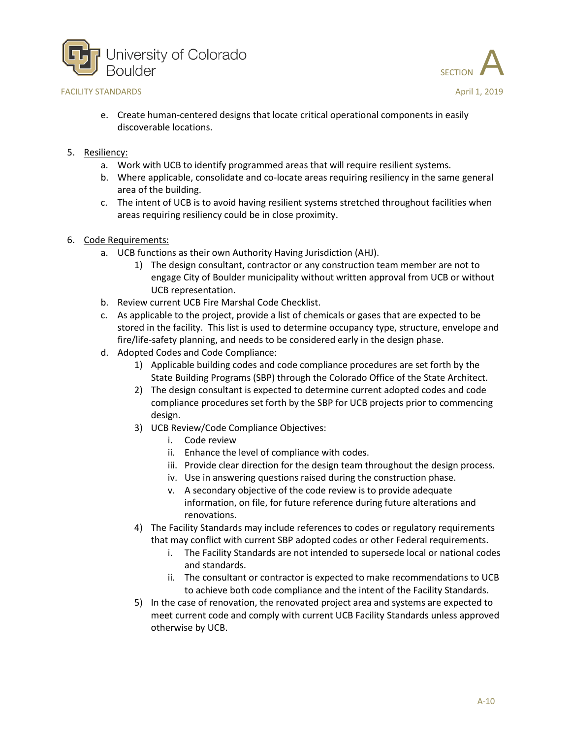e. Create human-centered designs that locate critical operational components in easily discoverable locations.

5. Resiliency:
   a. Work with UCB to identify programmed areas that will require resilient systems.
   b. Where applicable, consolidate and co-locate areas requiring resiliency in the same general area of the building.
   c. The intent of UCB is to avoid having resilient systems stretched throughout facilities when areas requiring resiliency could be in close proximity.

6. Code Requirements:
   a. UCB functions as their own Authority Having Jurisdiction (AHJ).
      1) The design consultant, contractor or any construction team member are not to engage City of Boulder municipality without written approval from UCB or without UCB representation.
   b. Review current UCB Fire Marshal Code Checklist.
   c. As applicable to the project, provide a list of chemicals or gases that are expected to be stored in the facility. This list is used to determine occupancy type, structure, envelope and fire/life-safety planning, and needs to be considered early in the design phase.
   d. Adopted Codes and Code Compliance:
      1) Applicable building codes and code compliance procedures are set forth by the State Building Programs (SBP) through the Colorado Office of the State Architect.
      2) The design consultant is expected to determine current adopted codes and code compliance procedures set forth by the SBP for UCB projects prior to commencing design.
      3) UCB Review/Code Compliance Objectives:
         i. Code review
         ii. Enhance the level of compliance with codes.
         iii. Provide clear direction for the design team throughout the design process.
         iv. Use in answering questions raised during the construction phase.
         v. A secondary objective of the code review is to provide adequate information, on file, for future reference during future alterations and renovations.
      4) The Facility Standards may include references to codes or regulatory requirements that may conflict with current SBP adopted codes or other Federal requirements.
         i. The Facility Standards are not intended to supersede local or national codes and standards.
         ii. The consultant or contractor is expected to make recommendations to UCB to achieve both code compliance and the intent of the Facility Standards.
      5) In the case of renovation, the renovated project area and systems are expected to meet current code and comply with current UCB Facility Standards unless approved otherwise by UCB.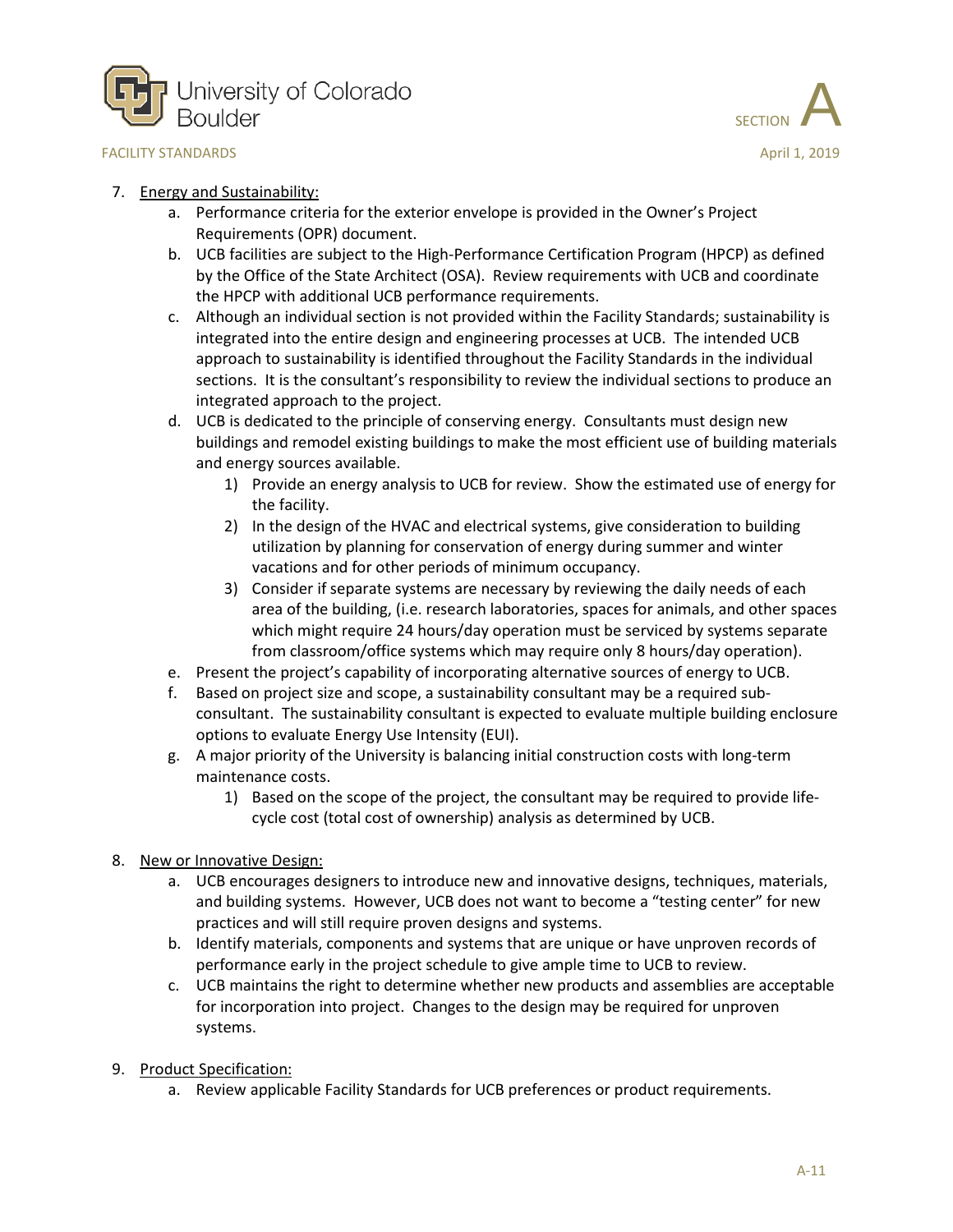7. Energy and Sustainability:
    a. Performance criteria for the exterior envelope is provided in the Owner's Project Requirements (OPR) document.
    b. UCB facilities are subject to the High-Performance Certification Program (HPCP) as defined by the Office of the State Architect (OSA). Review requirements with UCB and coordinate the HPCP with additional UCB performance requirements.
    c. Although an individual section is not provided within the Facility Standards; sustainability is integrated into the entire design and engineering processes at UCB. The intended UCB approach to sustainability is identified throughout the Facility Standards in the individual sections. It is the consultant's responsibility to review the individual sections to produce an integrated approach to the project.
    d. UCB is dedicated to the principle of conserving energy. Consultants must design new buildings and remodel existing buildings to make the most efficient use of building materials and energy sources available.
        1) Provide an energy analysis to UCB for review. Show the estimated use of energy for the facility.
        2) In the design of the HVAC and electrical systems, give consideration to building utilization by planning for conservation of energy during summer and winter vacations and for other periods of minimum occupancy.
        3) Consider if separate systems are necessary by reviewing the daily needs of each area of the building, (i.e. research laboratories, spaces for animals, and other spaces which might require 24 hours/day operation must be serviced by systems separate from classroom/office systems which may require only 8 hours/day operation).
    e. Present the project's capability of incorporating alternative sources of energy to UCB.
    f. Based on project size and scope, a sustainability consultant may be a required sub-consultant. The sustainability consultant is expected to evaluate multiple building enclosure options to evaluate Energy Use Intensity (EUI).
    g. A major priority of the University is balancing initial construction costs with long-term maintenance costs.
        1) Based on the scope of the project, the consultant may be required to provide life-cycle cost (total cost of ownership) analysis as determined by UCB.

8. New or Innovative Design:
    a. UCB encourages designers to introduce new and innovative designs, techniques, materials, and building systems. However, UCB does not want to become a "testing center" for new practices and will still require proven designs and systems.
    b. Identify materials, components and systems that are unique or have unproven records of performance early in the project schedule to give ample time to UCB to review.
    c. UCB maintains the right to determine whether new products and assemblies are acceptable for incorporation into project. Changes to the design may be required for unproven systems.

9. Product Specification:
    a. Review applicable Facility Standards for UCB preferences or product requirements.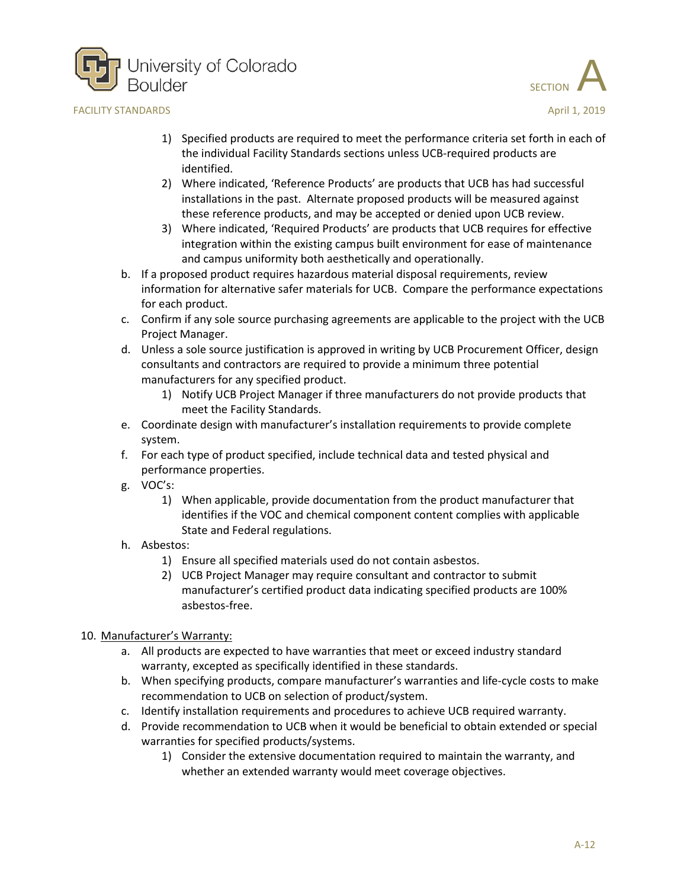1) Specified products are required to meet the performance criteria set forth in each of the individual Facility Standards sections unless UCB-required products are identified.
2) Where indicated, 'Reference Products' are products that UCB has had successful installations in the past. Alternate proposed products will be measured against these reference products, and may be accepted or denied upon UCB review.
3) Where indicated, 'Required Products' are products that UCB requires for effective integration within the existing campus built environment for ease of maintenance and campus uniformity both aesthetically and operationally.

b. If a proposed product requires hazardous material disposal requirements, review information for alternative safer materials for UCB. Compare the performance expectations for each product.

c. Confirm if any sole source purchasing agreements are applicable to the project with the UCB Project Manager.

d. Unless a sole source justification is approved in writing by UCB Procurement Officer, design consultants and contractors are required to provide a minimum three potential manufacturers for any specified product.
   1) Notify UCB Project Manager if three manufacturers do not provide products that meet the Facility Standards.

e. Coordinate design with manufacturer's installation requirements to provide complete system.

f. For each type of product specified, include technical data and tested physical and performance properties.

g. VOC's:
   1) When applicable, provide documentation from the product manufacturer that identifies if the VOC and chemical component content complies with applicable State and Federal regulations.

h. Asbestos:
   1) Ensure all specified materials used do not contain asbestos.
   2) UCB Project Manager may require consultant and contractor to submit manufacturer's certified product data indicating specified products are 100% asbestos-free.

10. <u>Manufacturer's Warranty:</u>

a. All products are expected to have warranties that meet or exceed industry standard warranty, excepted as specifically identified in these standards.

b. When specifying products, compare manufacturer's warranties and life-cycle costs to make recommendation to UCB on selection of product/system.

c. Identify installation requirements and procedures to achieve UCB required warranty.

d. Provide recommendation to UCB when it would be beneficial to obtain extended or special warranties for specified products/systems.
   1) Consider the extensive documentation required to maintain the warranty, and whether an extended warranty would meet coverage objectives.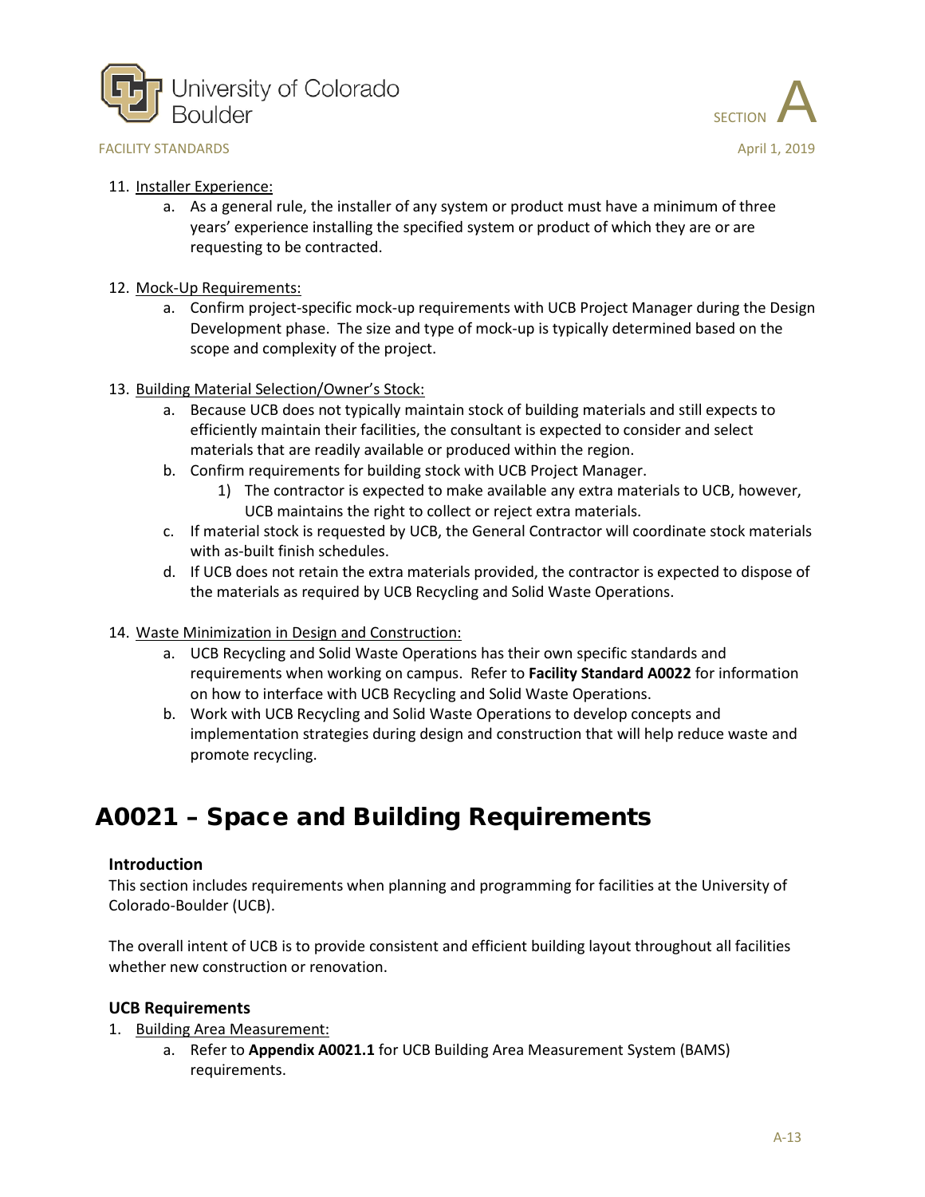11. Installer Experience:
    a. As a general rule, the installer of any system or product must have a minimum of three years' experience installing the specified system or product of which they are or are requesting to be contracted.

12. Mock-Up Requirements:
    a. Confirm project-specific mock-up requirements with UCB Project Manager during the Design Development phase. The size and type of mock-up is typically determined based on the scope and complexity of the project.

13. Building Material Selection/Owner's Stock:
    a. Because UCB does not typically maintain stock of building materials and still expects to efficiently maintain their facilities, the consultant is expected to consider and select materials that are readily available or produced within the region.
    b. Confirm requirements for building stock with UCB Project Manager.
        1) The contractor is expected to make available any extra materials to UCB, however, UCB maintains the right to collect or reject extra materials.
    c. If material stock is requested by UCB, the General Contractor will coordinate stock materials with as-built finish schedules.
    d. If UCB does not retain the extra materials provided, the contractor is expected to dispose of the materials as required by UCB Recycling and Solid Waste Operations.

14. Waste Minimization in Design and Construction:
    a. UCB Recycling and Solid Waste Operations has their own specific standards and requirements when working on campus. Refer to **Facility Standard A0022** for information on how to interface with UCB Recycling and Solid Waste Operations.
    b. Work with UCB Recycling and Solid Waste Operations to develop concepts and implementation strategies during design and construction that will help reduce waste and promote recycling.

# A0021 – Space and Building Requirements

### Introduction

This section includes requirements when planning and programming for facilities at the University of Colorado-Boulder (UCB).

The overall intent of UCB is to provide consistent and efficient building layout throughout all facilities whether new construction or renovation.

### UCB Requirements

1. Building Area Measurement:
    a. Refer to **Appendix A0021.1** for UCB Building Area Measurement System (BAMS) requirements.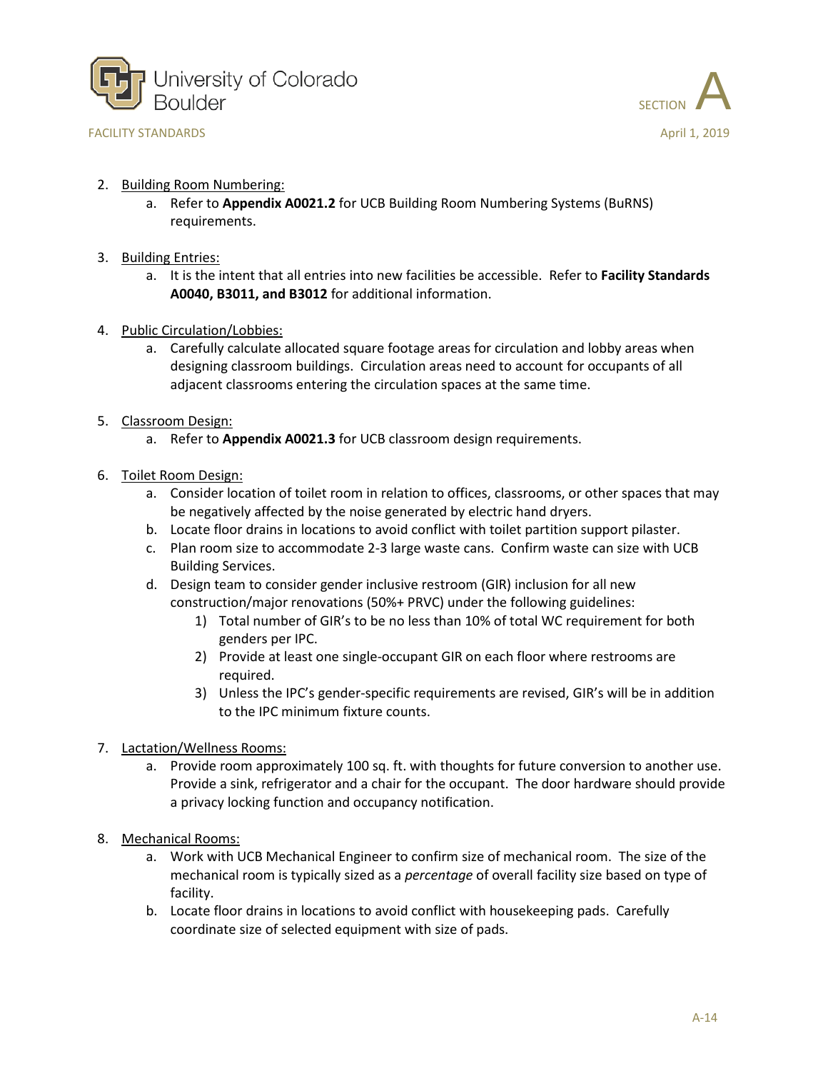2. <u>Building Room Numbering:</u>
    a. Refer to **Appendix A0021.2** for UCB Building Room Numbering Systems (BuRNS) requirements.

3. <u>Building Entries:</u>
    a. It is the intent that all entries into new facilities be accessible. Refer to **Facility Standards A0040, B3011, and B3012** for additional information.

4. <u>Public Circulation/Lobbies:</u>
    a. Carefully calculate allocated square footage areas for circulation and lobby areas when designing classroom buildings. Circulation areas need to account for occupants of all adjacent classrooms entering the circulation spaces at the same time.

5. <u>Classroom Design:</u>
    a. Refer to **Appendix A0021.3** for UCB classroom design requirements.

6. <u>Toilet Room Design:</u>
    a. Consider location of toilet room in relation to offices, classrooms, or other spaces that may be negatively affected by the noise generated by electric hand dryers.
    b. Locate floor drains in locations to avoid conflict with toilet partition support pilaster.
    c. Plan room size to accommodate 2-3 large waste cans. Confirm waste can size with UCB Building Services.
    d. Design team to consider gender inclusive restroom (GIR) inclusion for all new construction/major renovations (50%+ PRVC) under the following guidelines:
        1) Total number of GIR's to be no less than 10% of total WC requirement for both genders per IPC.
        2) Provide at least one single-occupant GIR on each floor where restrooms are required.
        3) Unless the IPC's gender-specific requirements are revised, GIR's will be in addition to the IPC minimum fixture counts.

7. <u>Lactation/Wellness Rooms:</u>
    a. Provide room approximately 100 sq. ft. with thoughts for future conversion to another use. Provide a sink, refrigerator and a chair for the occupant. The door hardware should provide a privacy locking function and occupancy notification.

8. <u>Mechanical Rooms:</u>
    a. Work with UCB Mechanical Engineer to confirm size of mechanical room. The size of the mechanical room is typically sized as a *percentage* of overall facility size based on type of facility.
    b. Locate floor drains in locations to avoid conflict with housekeeping pads. Carefully coordinate size of selected equipment with size of pads.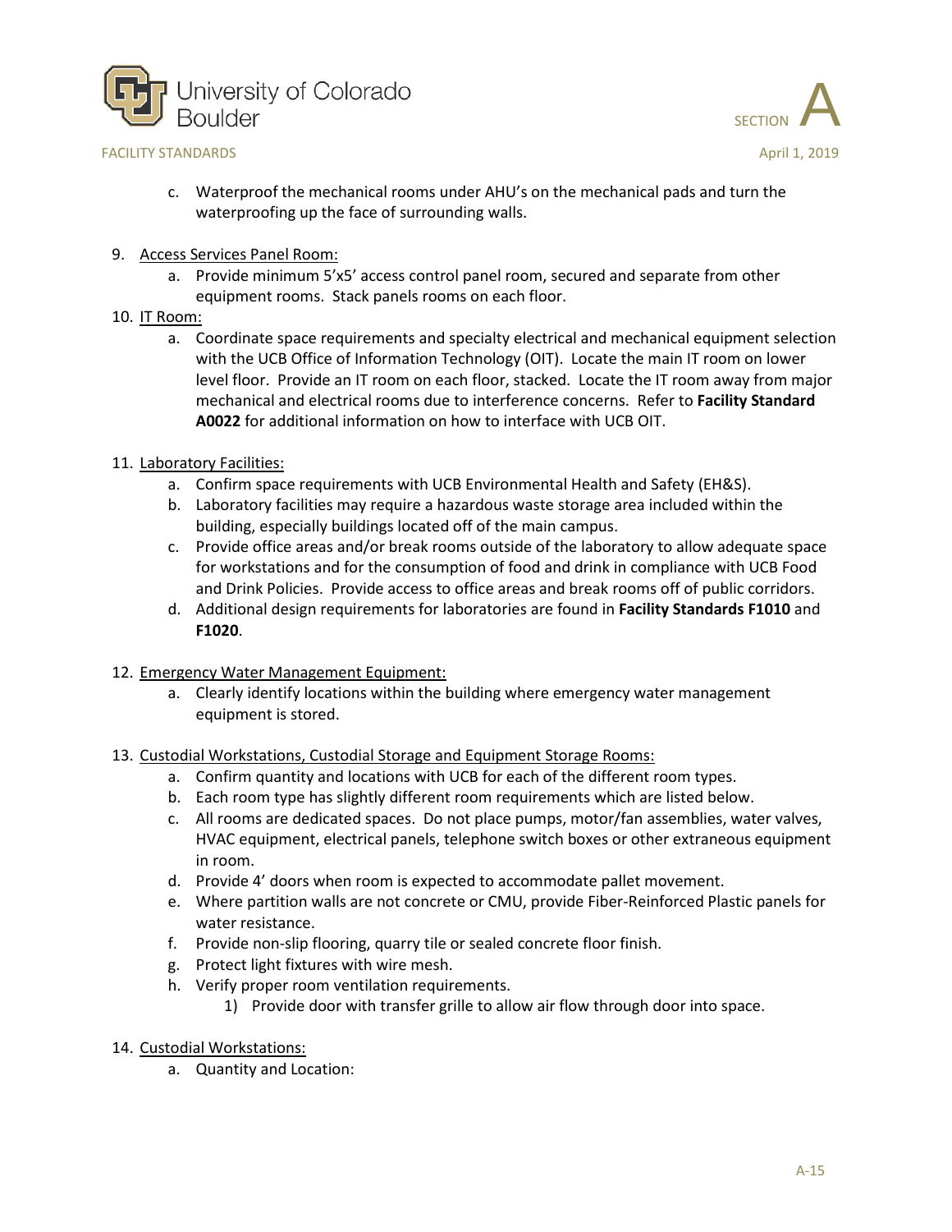c. Waterproof the mechanical rooms under AHU's on the mechanical pads and turn the waterproofing up the face of surrounding walls.

9. Access Services Panel Room:
   a. Provide minimum 5'x5' access control panel room, secured and separate from other equipment rooms. Stack panels rooms on each floor.

10. IT Room:
    a. Coordinate space requirements and specialty electrical and mechanical equipment selection with the UCB Office of Information Technology (OIT). Locate the main IT room on lower level floor. Provide an IT room on each floor, stacked. Locate the IT room away from major mechanical and electrical rooms due to interference concerns. Refer to **Facility Standard A0022** for additional information on how to interface with UCB OIT.

11. Laboratory Facilities:
    a. Confirm space requirements with UCB Environmental Health and Safety (EH&S).
    b. Laboratory facilities may require a hazardous waste storage area included within the building, especially buildings located off of the main campus.
    c. Provide office areas and/or break rooms outside of the laboratory to allow adequate space for workstations and for the consumption of food and drink in compliance with UCB Food and Drink Policies. Provide access to office areas and break rooms off of public corridors.
    d. Additional design requirements for laboratories are found in **Facility Standards F1010** and **F1020**.

12. Emergency Water Management Equipment:
    a. Clearly identify locations within the building where emergency water management equipment is stored.

13. Custodial Workstations, Custodial Storage and Equipment Storage Rooms:
    a. Confirm quantity and locations with UCB for each of the different room types.
    b. Each room type has slightly different room requirements which are listed below.
    c. All rooms are dedicated spaces. Do not place pumps, motor/fan assemblies, water valves, HVAC equipment, electrical panels, telephone switch boxes or other extraneous equipment in room.
    d. Provide 4' doors when room is expected to accommodate pallet movement.
    e. Where partition walls are not concrete or CMU, provide Fiber-Reinforced Plastic panels for water resistance.
    f. Provide non-slip flooring, quarry tile or sealed concrete floor finish.
    g. Protect light fixtures with wire mesh.
    h. Verify proper room ventilation requirements.
       1) Provide door with transfer grille to allow air flow through door into space.

14. Custodial Workstations:
    a. Quantity and Location: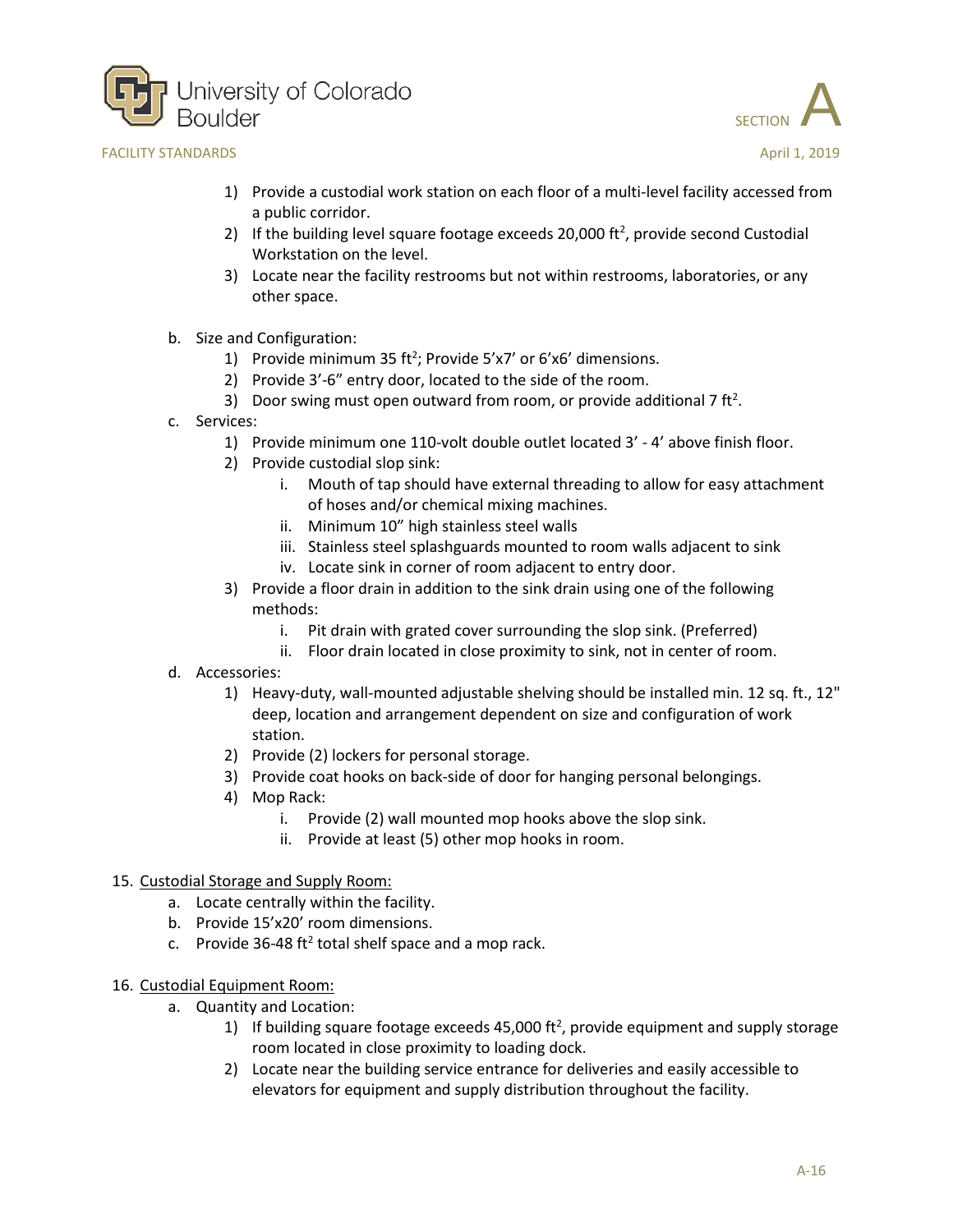1) Provide a custodial work station on each floor of a multi-level facility accessed from a public corridor.
2) If the building level square footage exceeds 20,000 $ft^2$, provide second Custodial Workstation on the level.
3) Locate near the facility restrooms but not within restrooms, laboratories, or any other space.

b. Size and Configuration:
   1) Provide minimum 35 $ft^2$; Provide 5'x7' or 6'x6' dimensions.
   2) Provide 3'-6" entry door, located to the side of the room.
   3) Door swing must open outward from room, or provide additional 7 $ft^2$.

c. Services:
   1) Provide minimum one 110-volt double outlet located 3' - 4' above finish floor.
   2) Provide custodial slop sink:
      i. Mouth of tap should have external threading to allow for easy attachment of hoses and/or chemical mixing machines.
      ii. Minimum 10" high stainless steel walls
      iii. Stainless steel splashguards mounted to room walls adjacent to sink
      iv. Locate sink in corner of room adjacent to entry door.
   3) Provide a floor drain in addition to the sink drain using one of the following methods:
      i. Pit drain with grated cover surrounding the slop sink. (Preferred)
      ii. Floor drain located in close proximity to sink, not in center of room.

d. Accessories:
   1) Heavy-duty, wall-mounted adjustable shelving should be installed min. 12 sq. ft., 12" deep, location and arrangement dependent on size and configuration of work station.
   2) Provide (2) lockers for personal storage.
   3) Provide coat hooks on back-side of door for hanging personal belongings.
   4) Mop Rack:
      i. Provide (2) wall mounted mop hooks above the slop sink.
      ii. Provide at least (5) other mop hooks in room.

15. Custodial Storage and Supply Room:
    a. Locate centrally within the facility.
    b. Provide 15'x20' room dimensions.
    c. Provide 36-48 $ft^2$ total shelf space and a mop rack.

16. Custodial Equipment Room:
    a. Quantity and Location:
       1) If building square footage exceeds 45,000 $ft^2$, provide equipment and supply storage room located in close proximity to loading dock.
       2) Locate near the building service entrance for deliveries and easily accessible to elevators for equipment and supply distribution throughout the facility.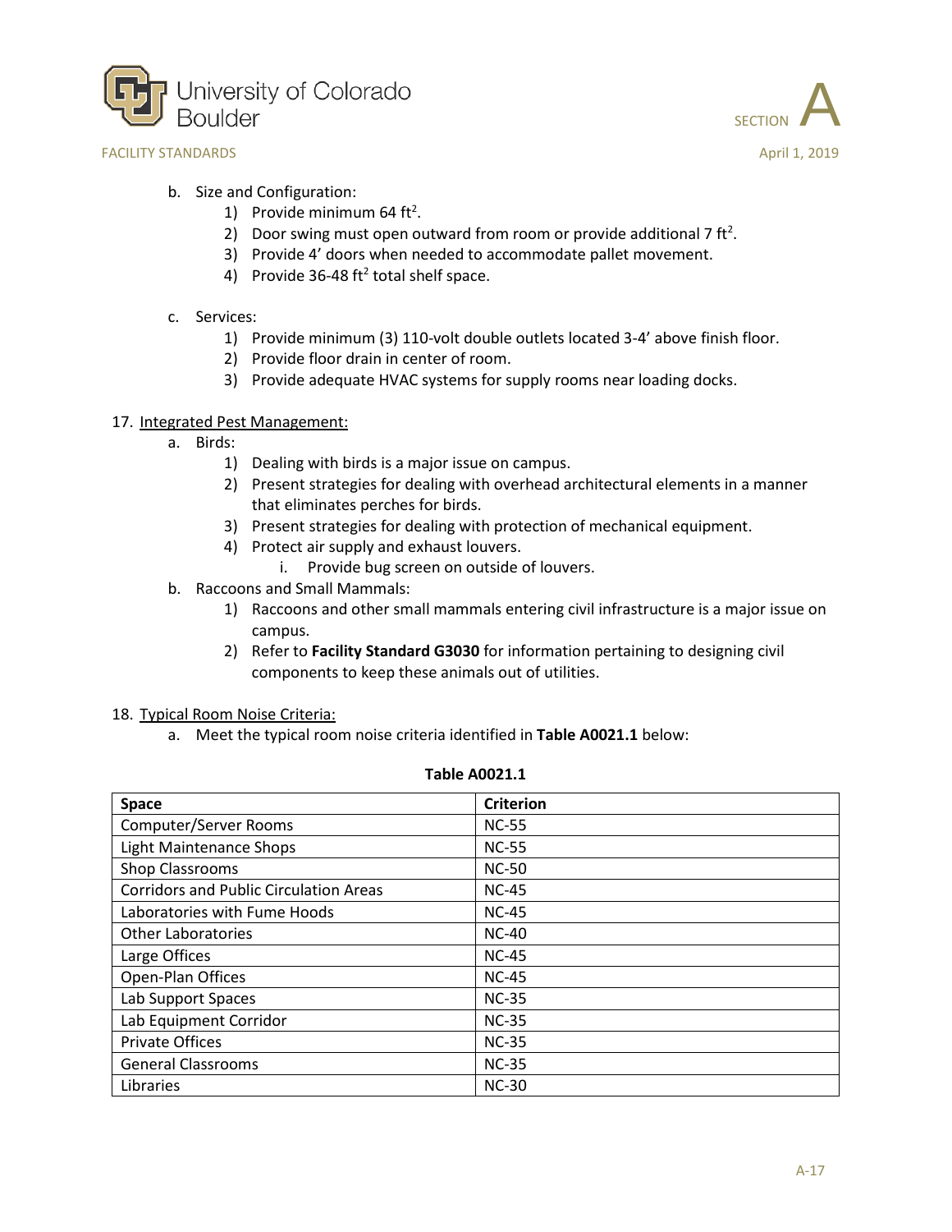b. Size and Configuration:
    1) Provide minimum 64 $ft^2$.
    2) Door swing must open outward from room or provide additional 7 $ft^2$.
    3) Provide 4' doors when needed to accommodate pallet movement.
    4) Provide 36-48 $ft^2$ total shelf space.

c. Services:
    1) Provide minimum (3) 110-volt double outlets located 3-4' above finish floor.
    2) Provide floor drain in center of room.
    3) Provide adequate HVAC systems for supply rooms near loading docks.

17. Integrated Pest Management:
    a. Birds:
        1) Dealing with birds is a major issue on campus.
        2) Present strategies for dealing with overhead architectural elements in a manner that eliminates perches for birds.
        3) Present strategies for dealing with protection of mechanical equipment.
        4) Protect air supply and exhaust louvers.
            i. Provide bug screen on outside of louvers.
    b. Raccoons and Small Mammals:
        1) Raccoons and other small mammals entering civil infrastructure is a major issue on campus.
        2) Refer to **Facility Standard G3030** for information pertaining to designing civil components to keep these animals out of utilities.

18. Typical Room Noise Criteria:
    a. Meet the typical room noise criteria identified in **Table A0021.1** below:

**Table A0021.1**

| Space | Criterion |
|---|---|
| Computer/Server Rooms | NC-55 |
| Light Maintenance Shops | NC-55 |
| Shop Classrooms | NC-50 |
| Corridors and Public Circulation Areas | NC-45 |
| Laboratories with Fume Hoods | NC-45 |
| Other Laboratories | NC-40 |
| Large Offices | NC-45 |
| Open-Plan Offices | NC-45 |
| Lab Support Spaces | NC-35 |
| Lab Equipment Corridor | NC-35 |
| Private Offices | NC-35 |
| General Classrooms | NC-35 |
| Libraries | NC-30 |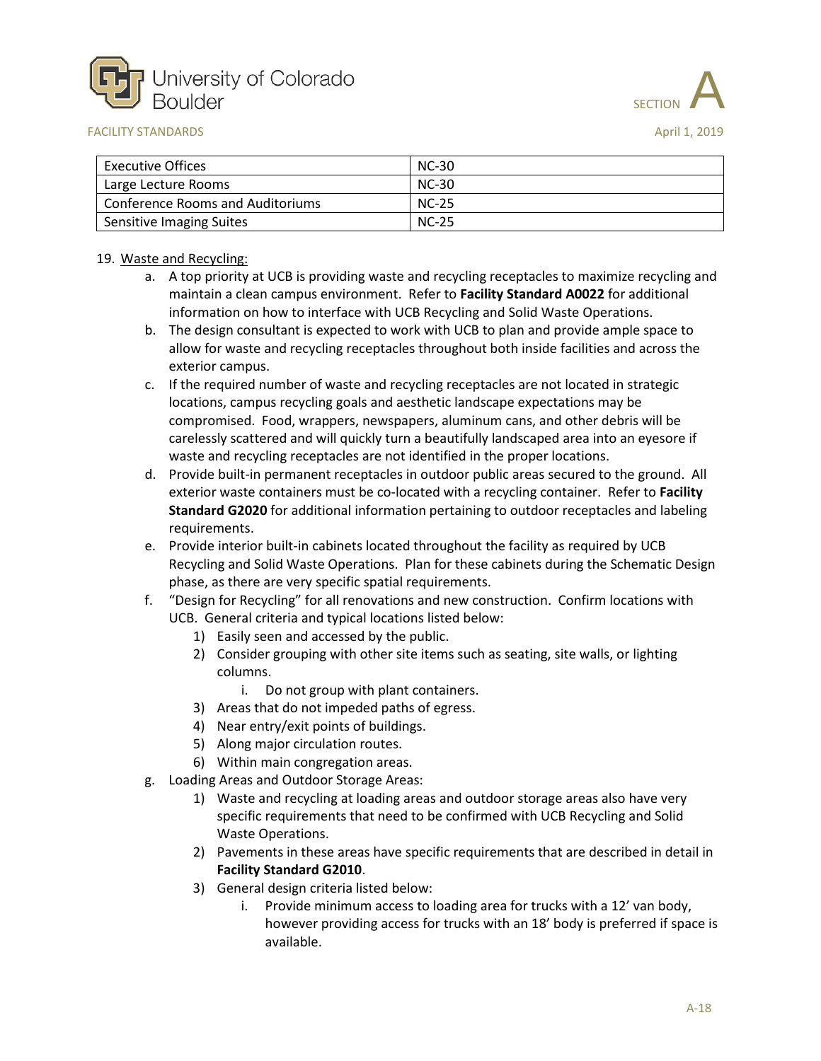| | |
|---|---|
| Executive Offices | NC-30 |
| Large Lecture Rooms | NC-30 |
| Conference Rooms and Auditoriums | NC-25 |
| Sensitive Imaging Suites | NC-25 |

19. Waste and Recycling:
    a. A top priority at UCB is providing waste and recycling receptacles to maximize recycling and maintain a clean campus environment. Refer to **Facility Standard A0022** for additional information on how to interface with UCB Recycling and Solid Waste Operations.
    b. The design consultant is expected to work with UCB to plan and provide ample space to allow for waste and recycling receptacles throughout both inside facilities and across the exterior campus.
    c. If the required number of waste and recycling receptacles are not located in strategic locations, campus recycling goals and aesthetic landscape expectations may be compromised. Food, wrappers, newspapers, aluminum cans, and other debris will be carelessly scattered and will quickly turn a beautifully landscaped area into an eyesore if waste and recycling receptacles are not identified in the proper locations.
    d. Provide built-in permanent receptacles in outdoor public areas secured to the ground. All exterior waste containers must be co-located with a recycling container. Refer to **Facility Standard G2020** for additional information pertaining to outdoor receptacles and labeling requirements.
    e. Provide interior built-in cabinets located throughout the facility as required by UCB Recycling and Solid Waste Operations. Plan for these cabinets during the Schematic Design phase, as there are very specific spatial requirements.
    f. "Design for Recycling" for all renovations and new construction. Confirm locations with UCB. General criteria and typical locations listed below:
        1) Easily seen and accessed by the public.
        2) Consider grouping with other site items such as seating, site walls, or lighting columns.
            i. Do not group with plant containers.
        3) Areas that do not impeded paths of egress.
        4) Near entry/exit points of buildings.
        5) Along major circulation routes.
        6) Within main congregation areas.
    g. Loading Areas and Outdoor Storage Areas:
        1) Waste and recycling at loading areas and outdoor storage areas also have very specific requirements that need to be confirmed with UCB Recycling and Solid Waste Operations.
        2) Pavements in these areas have specific requirements that are described in detail in **Facility Standard G2010**.
        3) General design criteria listed below:
            i. Provide minimum access to loading area for trucks with a 12' van body, however providing access for trucks with an 18' body is preferred if space is available.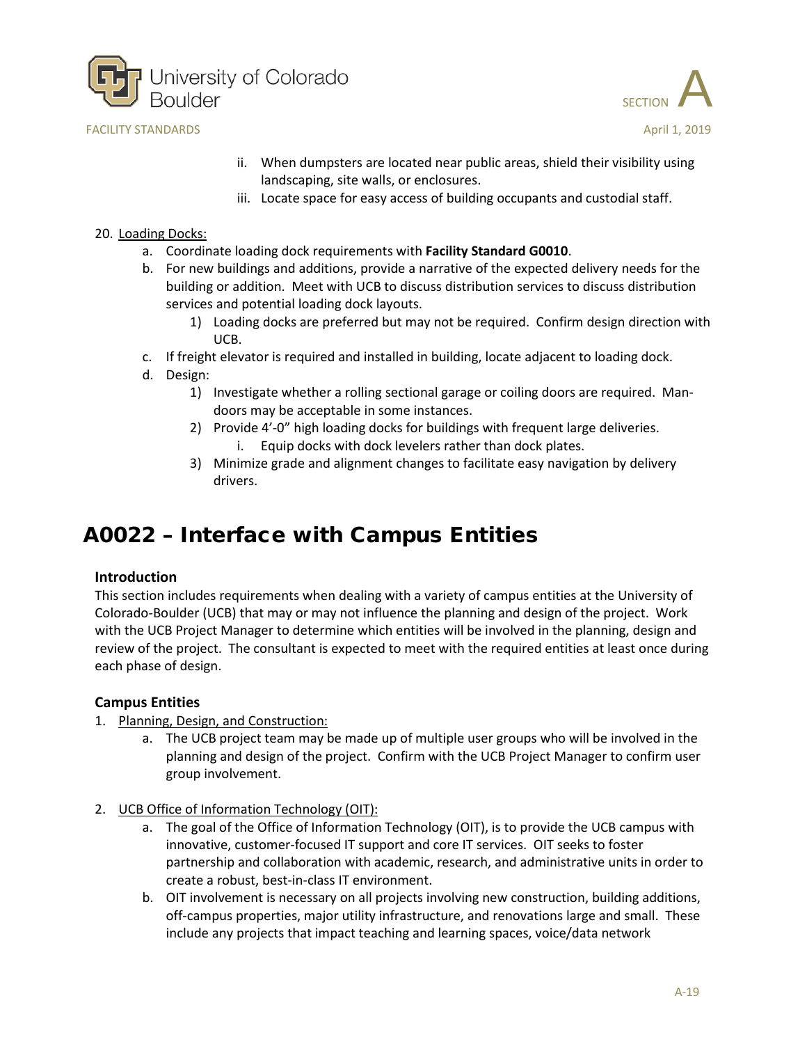ii. When dumpsters are located near public areas, shield their visibility using landscaping, site walls, or enclosures.

iii. Locate space for easy access of building occupants and custodial staff.

20. Loading Docks:
    a. Coordinate loading dock requirements with **Facility Standard G0010**.
    b. For new buildings and additions, provide a narrative of the expected delivery needs for the building or addition. Meet with UCB to discuss distribution services to discuss distribution services and potential loading dock layouts.
        1) Loading docks are preferred but may not be required. Confirm design direction with UCB.
    c. If freight elevator is required and installed in building, locate adjacent to loading dock.
    d. Design:
        1) Investigate whether a rolling sectional garage or coiling doors are required. Man-doors may be acceptable in some instances.
        2) Provide 4'-0" high loading docks for buildings with frequent large deliveries.
            i. Equip docks with dock levelers rather than dock plates.
        3) Minimize grade and alignment changes to facilitate easy navigation by delivery drivers.

# A0022 – Interface with Campus Entities

### Introduction

This section includes requirements when dealing with a variety of campus entities at the University of Colorado-Boulder (UCB) that may or may not influence the planning and design of the project. Work with the UCB Project Manager to determine which entities will be involved in the planning, design and review of the project. The consultant is expected to meet with the required entities at least once during each phase of design.

### Campus Entities

1. Planning, Design, and Construction:
    a. The UCB project team may be made up of multiple user groups who will be involved in the planning and design of the project. Confirm with the UCB Project Manager to confirm user group involvement.

2. UCB Office of Information Technology (OIT):
    a. The goal of the Office of Information Technology (OIT), is to provide the UCB campus with innovative, customer-focused IT support and core IT services. OIT seeks to foster partnership and collaboration with academic, research, and administrative units in order to create a robust, best-in-class IT environment.
    b. OIT involvement is necessary on all projects involving new construction, building additions, off-campus properties, major utility infrastructure, and renovations large and small. These include any projects that impact teaching and learning spaces, voice/data network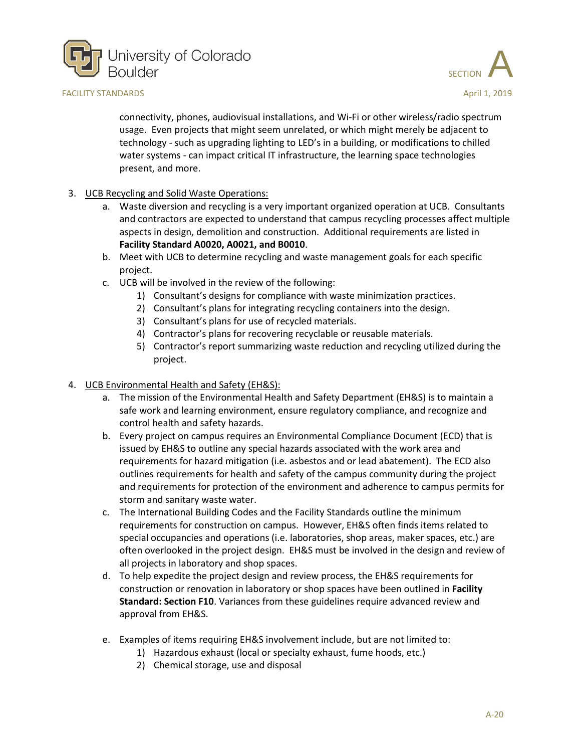connectivity, phones, audiovisual installations, and Wi-Fi or other wireless/radio spectrum usage. Even projects that might seem unrelated, or which might merely be adjacent to technology - such as upgrading lighting to LED's in a building, or modifications to chilled water systems - can impact critical IT infrastructure, the learning space technologies present, and more.

3. UCB Recycling and Solid Waste Operations:
    a. Waste diversion and recycling is a very important organized operation at UCB. Consultants and contractors are expected to understand that campus recycling processes affect multiple aspects in design, demolition and construction. Additional requirements are listed in **Facility Standard A0020, A0021, and B0010**.
    b. Meet with UCB to determine recycling and waste management goals for each specific project.
    c. UCB will be involved in the review of the following:
        1) Consultant's designs for compliance with waste minimization practices.
        2) Consultant's plans for integrating recycling containers into the design.
        3) Consultant's plans for use of recycled materials.
        4) Contractor's plans for recovering recyclable or reusable materials.
        5) Contractor's report summarizing waste reduction and recycling utilized during the project.

4. UCB Environmental Health and Safety (EH&S):
    a. The mission of the Environmental Health and Safety Department (EH&S) is to maintain a safe work and learning environment, ensure regulatory compliance, and recognize and control health and safety hazards.
    b. Every project on campus requires an Environmental Compliance Document (ECD) that is issued by EH&S to outline any special hazards associated with the work area and requirements for hazard mitigation (i.e. asbestos and or lead abatement). The ECD also outlines requirements for health and safety of the campus community during the project and requirements for protection of the environment and adherence to campus permits for storm and sanitary waste water.
    c. The International Building Codes and the Facility Standards outline the minimum requirements for construction on campus. However, EH&S often finds items related to special occupancies and operations (i.e. laboratories, shop areas, maker spaces, etc.) are often overlooked in the project design. EH&S must be involved in the design and review of all projects in laboratory and shop spaces.
    d. To help expedite the project design and review process, the EH&S requirements for construction or renovation in laboratory or shop spaces have been outlined in **Facility Standard: Section F10**. Variances from these guidelines require advanced review and approval from EH&S.
    e. Examples of items requiring EH&S involvement include, but are not limited to:
        1) Hazardous exhaust (local or specialty exhaust, fume hoods, etc.)
        2) Chemical storage, use and disposal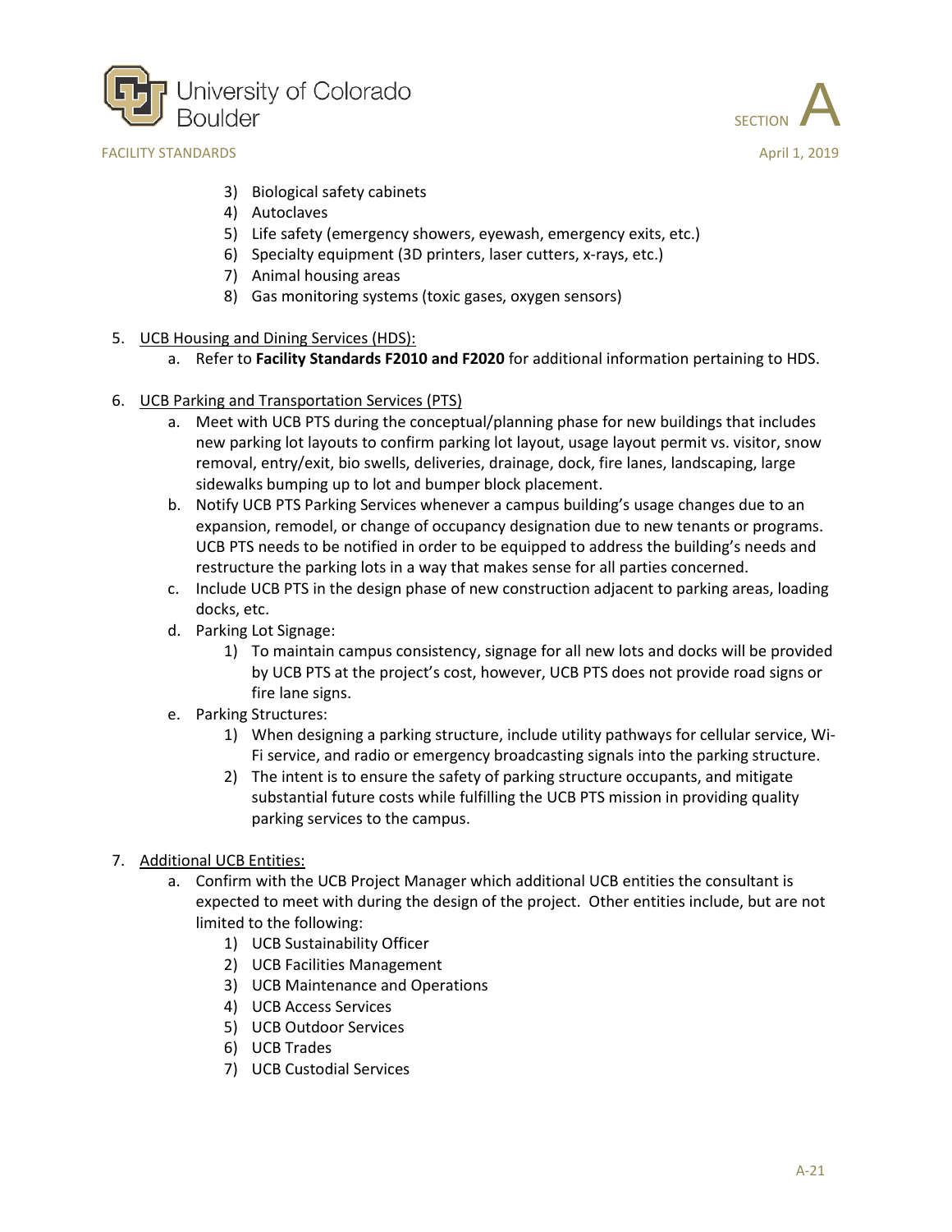3) Biological safety cabinets
4) Autoclaves
5) Life safety (emergency showers, eyewash, emergency exits, etc.)
6) Specialty equipment (3D printers, laser cutters, x-rays, etc.)
7) Animal housing areas
8) Gas monitoring systems (toxic gases, oxygen sensors)

5. <u>UCB Housing and Dining Services (HDS):</u>
   a. Refer to **Facility Standards F2010 and F2020** for additional information pertaining to HDS.

6. <u>UCB Parking and Transportation Services (PTS)</u>
   a. Meet with UCB PTS during the conceptual/planning phase for new buildings that includes new parking lot layouts to confirm parking lot layout, usage layout permit vs. visitor, snow removal, entry/exit, bio swells, deliveries, drainage, dock, fire lanes, landscaping, large sidewalks bumping up to lot and bumper block placement.
   b. Notify UCB PTS Parking Services whenever a campus building's usage changes due to an expansion, remodel, or change of occupancy designation due to new tenants or programs. UCB PTS needs to be notified in order to be equipped to address the building's needs and restructure the parking lots in a way that makes sense for all parties concerned.
   c. Include UCB PTS in the design phase of new construction adjacent to parking areas, loading docks, etc.
   d. Parking Lot Signage:
      1) To maintain campus consistency, signage for all new lots and docks will be provided by UCB PTS at the project's cost, however, UCB PTS does not provide road signs or fire lane signs.
   e. Parking Structures:
      1) When designing a parking structure, include utility pathways for cellular service, Wi-Fi service, and radio or emergency broadcasting signals into the parking structure.
      2) The intent is to ensure the safety of parking structure occupants, and mitigate substantial future costs while fulfilling the UCB PTS mission in providing quality parking services to the campus.

7. <u>Additional UCB Entities:</u>
   a. Confirm with the UCB Project Manager which additional UCB entities the consultant is expected to meet with during the design of the project. Other entities include, but are not limited to the following:
      1) UCB Sustainability Officer
      2) UCB Facilities Management
      3) UCB Maintenance and Operations
      4) UCB Access Services
      5) UCB Outdoor Services
      6) UCB Trades
      7) UCB Custodial Services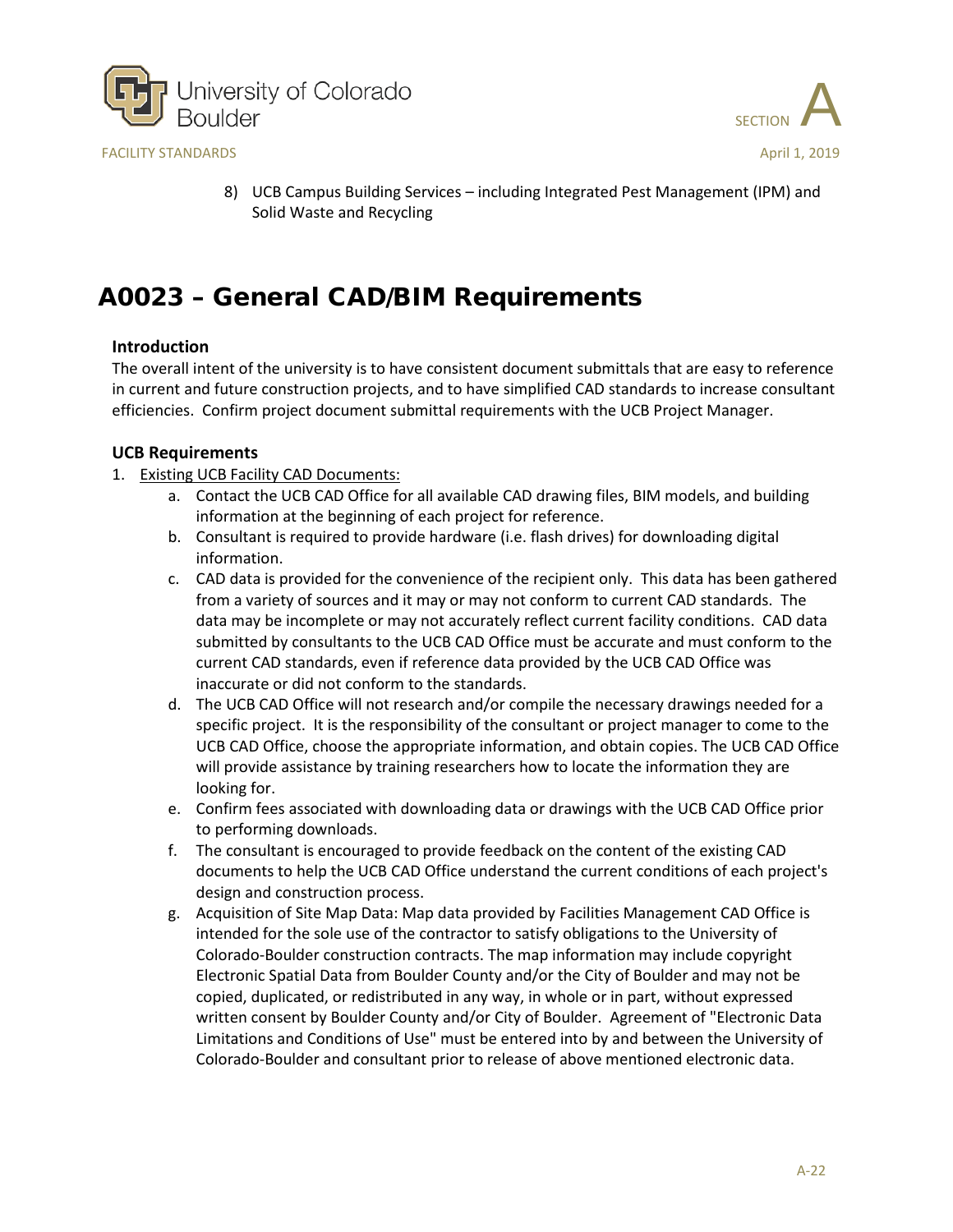8) UCB Campus Building Services – including Integrated Pest Management (IPM) and Solid Waste and Recycling

# A0023 – General CAD/BIM Requirements

### Introduction

The overall intent of the university is to have consistent document submittals that are easy to reference in current and future construction projects, and to have simplified CAD standards to increase consultant efficiencies. Confirm project document submittal requirements with the UCB Project Manager.

### UCB Requirements

1. Existing UCB Facility CAD Documents:
   a. Contact the UCB CAD Office for all available CAD drawing files, BIM models, and building information at the beginning of each project for reference.
   b. Consultant is required to provide hardware (i.e. flash drives) for downloading digital information.
   c. CAD data is provided for the convenience of the recipient only. This data has been gathered from a variety of sources and it may or may not conform to current CAD standards. The data may be incomplete or may not accurately reflect current facility conditions. CAD data submitted by consultants to the UCB CAD Office must be accurate and must conform to the current CAD standards, even if reference data provided by the UCB CAD Office was inaccurate or did not conform to the standards.
   d. The UCB CAD Office will not research and/or compile the necessary drawings needed for a specific project. It is the responsibility of the consultant or project manager to come to the UCB CAD Office, choose the appropriate information, and obtain copies. The UCB CAD Office will provide assistance by training researchers how to locate the information they are looking for.
   e. Confirm fees associated with downloading data or drawings with the UCB CAD Office prior to performing downloads.
   f. The consultant is encouraged to provide feedback on the content of the existing CAD documents to help the UCB CAD Office understand the current conditions of each project's design and construction process.
   g. Acquisition of Site Map Data: Map data provided by Facilities Management CAD Office is intended for the sole use of the contractor to satisfy obligations to the University of Colorado-Boulder construction contracts. The map information may include copyright Electronic Spatial Data from Boulder County and/or the City of Boulder and may not be copied, duplicated, or redistributed in any way, in whole or in part, without expressed written consent by Boulder County and/or City of Boulder. Agreement of "Electronic Data Limitations and Conditions of Use" must be entered into by and between the University of Colorado-Boulder and consultant prior to release of above mentioned electronic data.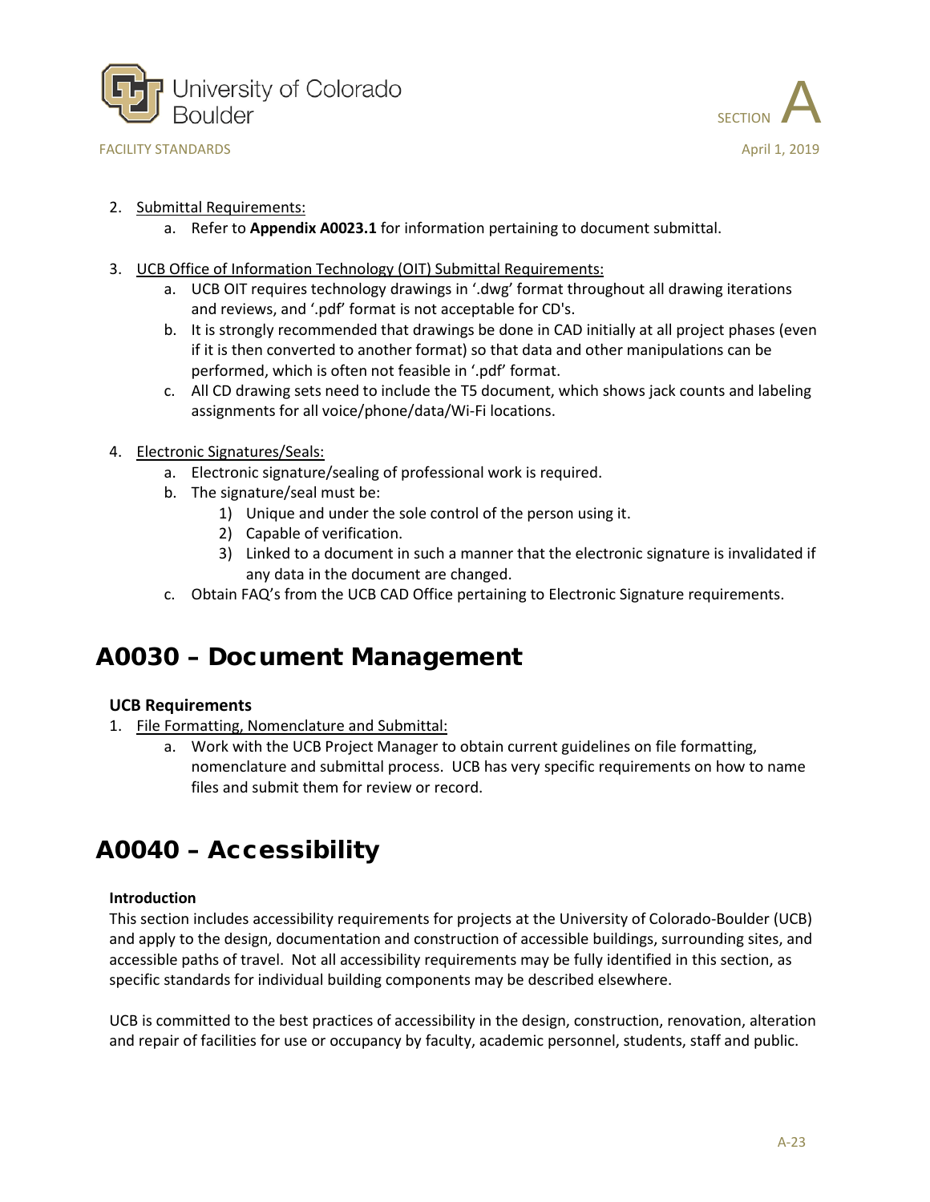2. Submittal Requirements:
   a. Refer to **Appendix A0023.1** for information pertaining to document submittal.

3. UCB Office of Information Technology (OIT) Submittal Requirements:
   a. UCB OIT requires technology drawings in '.dwg' format throughout all drawing iterations and reviews, and '.pdf' format is not acceptable for CD's.
   b. It is strongly recommended that drawings be done in CAD initially at all project phases (even if it is then converted to another format) so that data and other manipulations can be performed, which is often not feasible in '.pdf' format.
   c. All CD drawing sets need to include the T5 document, which shows jack counts and labeling assignments for all voice/phone/data/Wi-Fi locations.

4. Electronic Signatures/Seals:
   a. Electronic signature/sealing of professional work is required.
   b. The signature/seal must be:
      1) Unique and under the sole control of the person using it.
      2) Capable of verification.
      3) Linked to a document in such a manner that the electronic signature is invalidated if any data in the document are changed.
   c. Obtain FAQ's from the UCB CAD Office pertaining to Electronic Signature requirements.

# A0030 – Document Management

### UCB Requirements

1. File Formatting, Nomenclature and Submittal:
   a. Work with the UCB Project Manager to obtain current guidelines on file formatting, nomenclature and submittal process. UCB has very specific requirements on how to name files and submit them for review or record.

# A0040 – Accessibility

### Introduction

This section includes accessibility requirements for projects at the University of Colorado-Boulder (UCB) and apply to the design, documentation and construction of accessible buildings, surrounding sites, and accessible paths of travel. Not all accessibility requirements may be fully identified in this section, as specific standards for individual building components may be described elsewhere.

UCB is committed to the best practices of accessibility in the design, construction, renovation, alteration and repair of facilities for use or occupancy by faculty, academic personnel, students, staff and public.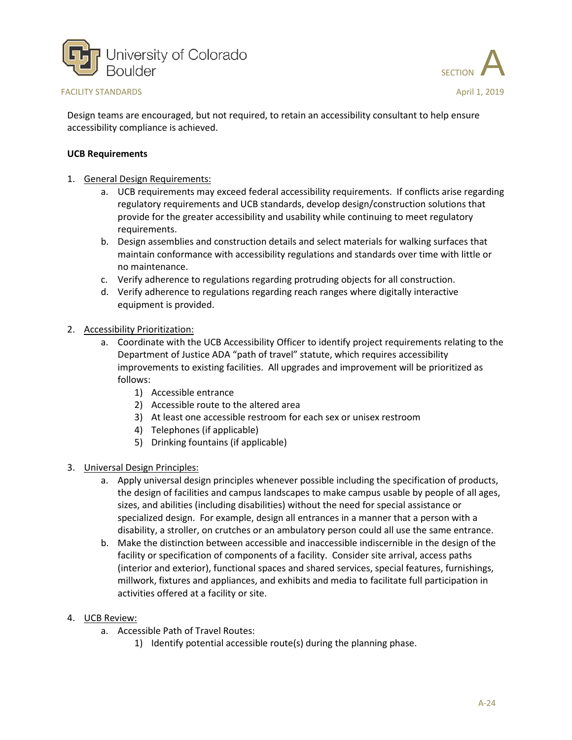Design teams are encouraged, but not required, to retain an accessibility consultant to help ensure accessibility compliance is achieved.

**UCB Requirements**

1. General Design Requirements:
   a. UCB requirements may exceed federal accessibility requirements. If conflicts arise regarding regulatory requirements and UCB standards, develop design/construction solutions that provide for the greater accessibility and usability while continuing to meet regulatory requirements.
   b. Design assemblies and construction details and select materials for walking surfaces that maintain conformance with accessibility regulations and standards over time with little or no maintenance.
   c. Verify adherence to regulations regarding protruding objects for all construction.
   d. Verify adherence to regulations regarding reach ranges where digitally interactive equipment is provided.

2. Accessibility Prioritization:
   a. Coordinate with the UCB Accessibility Officer to identify project requirements relating to the Department of Justice ADA "path of travel" statute, which requires accessibility improvements to existing facilities. All upgrades and improvement will be prioritized as follows:
      1) Accessible entrance
      2) Accessible route to the altered area
      3) At least one accessible restroom for each sex or unisex restroom
      4) Telephones (if applicable)
      5) Drinking fountains (if applicable)

3. Universal Design Principles:
   a. Apply universal design principles whenever possible including the specification of products, the design of facilities and campus landscapes to make campus usable by people of all ages, sizes, and abilities (including disabilities) without the need for special assistance or specialized design. For example, design all entrances in a manner that a person with a disability, a stroller, on crutches or an ambulatory person could all use the same entrance.
   b. Make the distinction between accessible and inaccessible indiscernible in the design of the facility or specification of components of a facility. Consider site arrival, access paths (interior and exterior), functional spaces and shared services, special features, furnishings, millwork, fixtures and appliances, and exhibits and media to facilitate full participation in activities offered at a facility or site.

4. UCB Review:
   a. Accessible Path of Travel Routes:
      1) Identify potential accessible route(s) during the planning phase.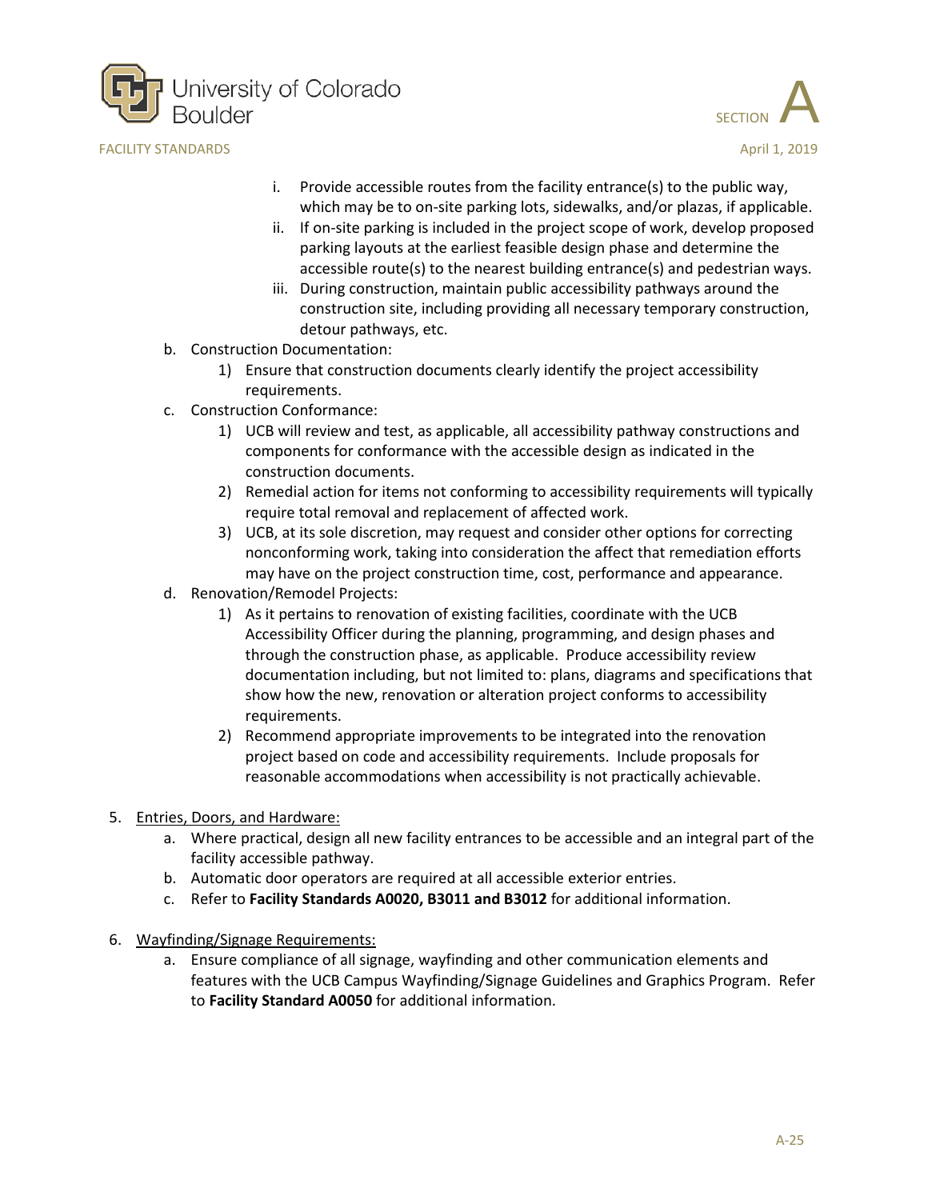i. Provide accessible routes from the facility entrance(s) to the public way, which may be to on-site parking lots, sidewalks, and/or plazas, if applicable.
   ii. If on-site parking is included in the project scope of work, develop proposed parking layouts at the earliest feasible design phase and determine the accessible route(s) to the nearest building entrance(s) and pedestrian ways.
   iii. During construction, maintain public accessibility pathways around the construction site, including providing all necessary temporary construction, detour pathways, etc.

b. Construction Documentation:
   1) Ensure that construction documents clearly identify the project accessibility requirements.

c. Construction Conformance:
   1) UCB will review and test, as applicable, all accessibility pathway constructions and components for conformance with the accessible design as indicated in the construction documents.
   2) Remedial action for items not conforming to accessibility requirements will typically require total removal and replacement of affected work.
   3) UCB, at its sole discretion, may request and consider other options for correcting nonconforming work, taking into consideration the affect that remediation efforts may have on the project construction time, cost, performance and appearance.

d. Renovation/Remodel Projects:
   1) As it pertains to renovation of existing facilities, coordinate with the UCB Accessibility Officer during the planning, programming, and design phases and through the construction phase, as applicable. Produce accessibility review documentation including, but not limited to: plans, diagrams and specifications that show how the new, renovation or alteration project conforms to accessibility requirements.
   2) Recommend appropriate improvements to be integrated into the renovation project based on code and accessibility requirements. Include proposals for reasonable accommodations when accessibility is not practically achievable.

5. <u>Entries, Doors, and Hardware:</u>
   a. Where practical, design all new facility entrances to be accessible and an integral part of the facility accessible pathway.
   b. Automatic door operators are required at all accessible exterior entries.
   c. Refer to **Facility Standards A0020, B3011 and B3012** for additional information.

6. <u>Wayfinding/Signage Requirements:</u>
   a. Ensure compliance of all signage, wayfinding and other communication elements and features with the UCB Campus Wayfinding/Signage Guidelines and Graphics Program. Refer to **Facility Standard A0050** for additional information.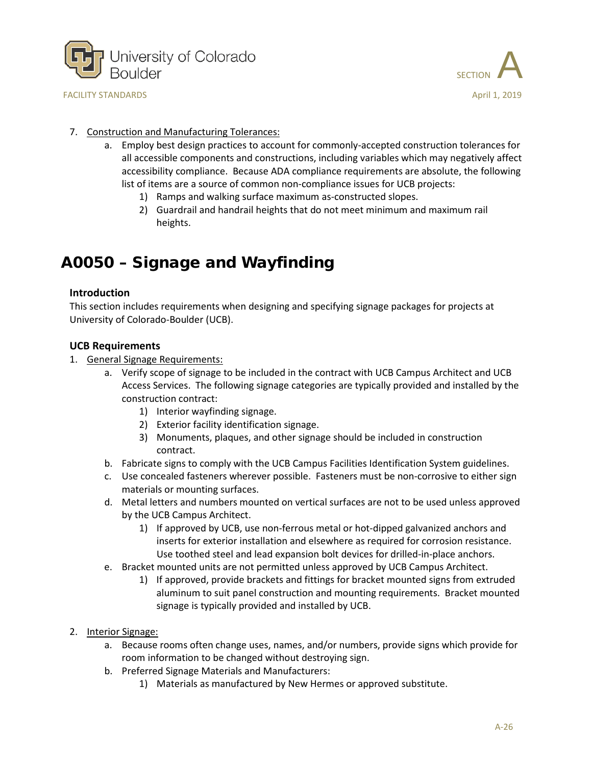7. Construction and Manufacturing Tolerances:
    a. Employ best design practices to account for commonly-accepted construction tolerances for all accessible components and constructions, including variables which may negatively affect accessibility compliance. Because ADA compliance requirements are absolute, the following list of items are a source of common non-compliance issues for UCB projects:
        1) Ramps and walking surface maximum as-constructed slopes.
        2) Guardrail and handrail heights that do not meet minimum and maximum rail heights.

# A0050 – Signage and Wayfinding

### Introduction

This section includes requirements when designing and specifying signage packages for projects at University of Colorado-Boulder (UCB).

### UCB Requirements

1. General Signage Requirements:
    a. Verify scope of signage to be included in the contract with UCB Campus Architect and UCB Access Services. The following signage categories are typically provided and installed by the construction contract:
        1) Interior wayfinding signage.
        2) Exterior facility identification signage.
        3) Monuments, plaques, and other signage should be included in construction contract.
    b. Fabricate signs to comply with the UCB Campus Facilities Identification System guidelines.
    c. Use concealed fasteners wherever possible. Fasteners must be non-corrosive to either sign materials or mounting surfaces.
    d. Metal letters and numbers mounted on vertical surfaces are not to be used unless approved by the UCB Campus Architect.
        1) If approved by UCB, use non-ferrous metal or hot-dipped galvanized anchors and inserts for exterior installation and elsewhere as required for corrosion resistance. Use toothed steel and lead expansion bolt devices for drilled-in-place anchors.
    e. Bracket mounted units are not permitted unless approved by UCB Campus Architect.
        1) If approved, provide brackets and fittings for bracket mounted signs from extruded aluminum to suit panel construction and mounting requirements. Bracket mounted signage is typically provided and installed by UCB.

2. Interior Signage:
    a. Because rooms often change uses, names, and/or numbers, provide signs which provide for room information to be changed without destroying sign.
    b. Preferred Signage Materials and Manufacturers:
        1) Materials as manufactured by New Hermes or approved substitute.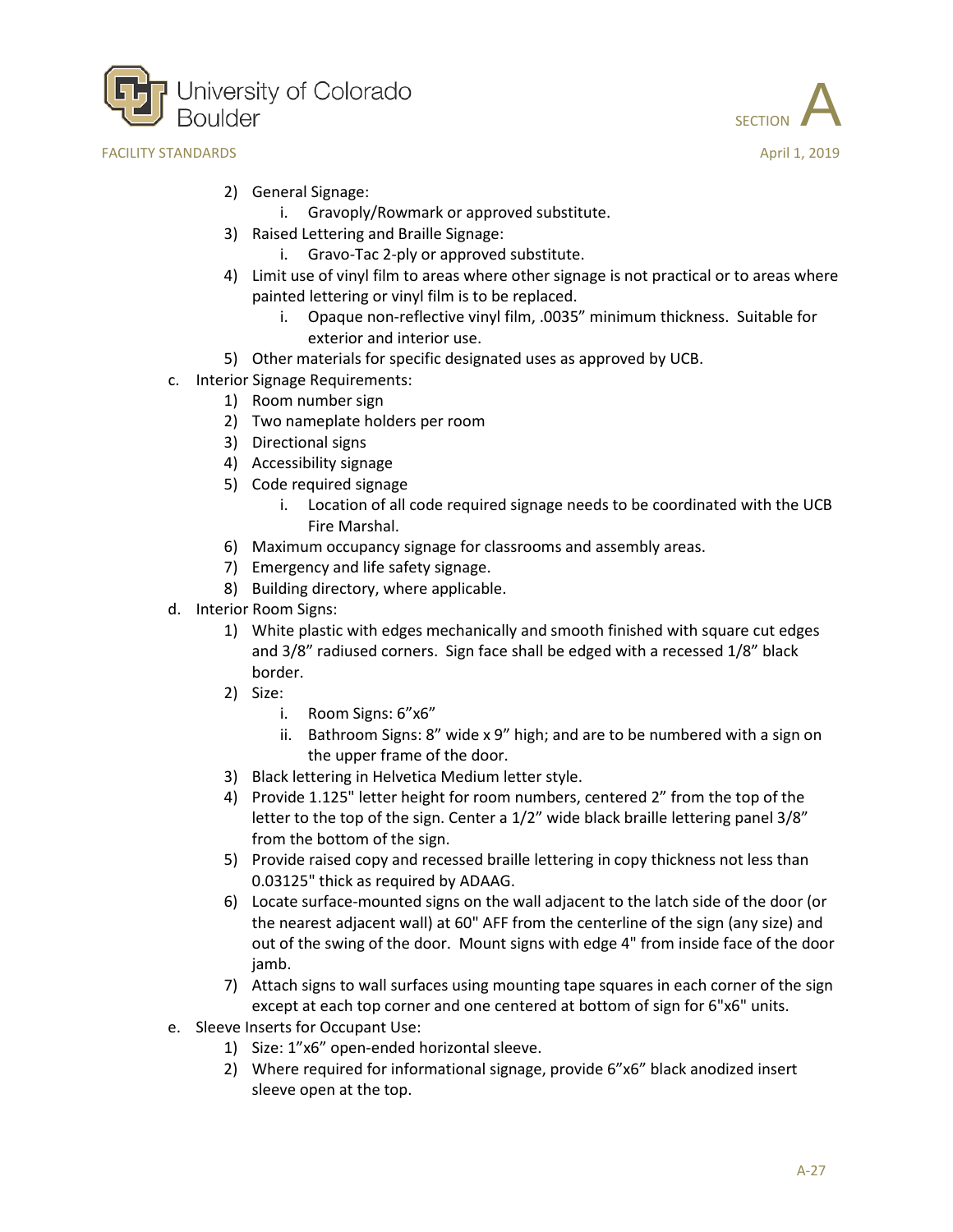2) General Signage:
    i. Gravoply/Rowmark or approved substitute.
3) Raised Lettering and Braille Signage:
    i. Gravo-Tac 2-ply or approved substitute.
4) Limit use of vinyl film to areas where other signage is not practical or to areas where painted lettering or vinyl film is to be replaced.
    i. Opaque non-reflective vinyl film, .0035" minimum thickness. Suitable for exterior and interior use.
5) Other materials for specific designated uses as approved by UCB.

c. Interior Signage Requirements:
    1) Room number sign
    2) Two nameplate holders per room
    3) Directional signs
    4) Accessibility signage
    5) Code required signage
        i. Location of all code required signage needs to be coordinated with the UCB Fire Marshal.
    6) Maximum occupancy signage for classrooms and assembly areas.
    7) Emergency and life safety signage.
    8) Building directory, where applicable.

d. Interior Room Signs:
    1) White plastic with edges mechanically and smooth finished with square cut edges and 3/8" radiused corners. Sign face shall be edged with a recessed 1/8" black border.
    2) Size:
        i. Room Signs: 6"x6"
        ii. Bathroom Signs: 8" wide x 9" high; and are to be numbered with a sign on the upper frame of the door.
    3) Black lettering in Helvetica Medium letter style.
    4) Provide 1.125" letter height for room numbers, centered 2" from the top of the letter to the top of the sign. Center a 1/2" wide black braille lettering panel 3/8" from the bottom of the sign.
    5) Provide raised copy and recessed braille lettering in copy thickness not less than 0.03125" thick as required by ADAAG.
    6) Locate surface-mounted signs on the wall adjacent to the latch side of the door (or the nearest adjacent wall) at 60" AFF from the centerline of the sign (any size) and out of the swing of the door. Mount signs with edge 4" from inside face of the door jamb.
    7) Attach signs to wall surfaces using mounting tape squares in each corner of the sign except at each top corner and one centered at bottom of sign for 6"x6" units.

e. Sleeve Inserts for Occupant Use:
    1) Size: 1"x6" open-ended horizontal sleeve.
    2) Where required for informational signage, provide 6"x6" black anodized insert sleeve open at the top.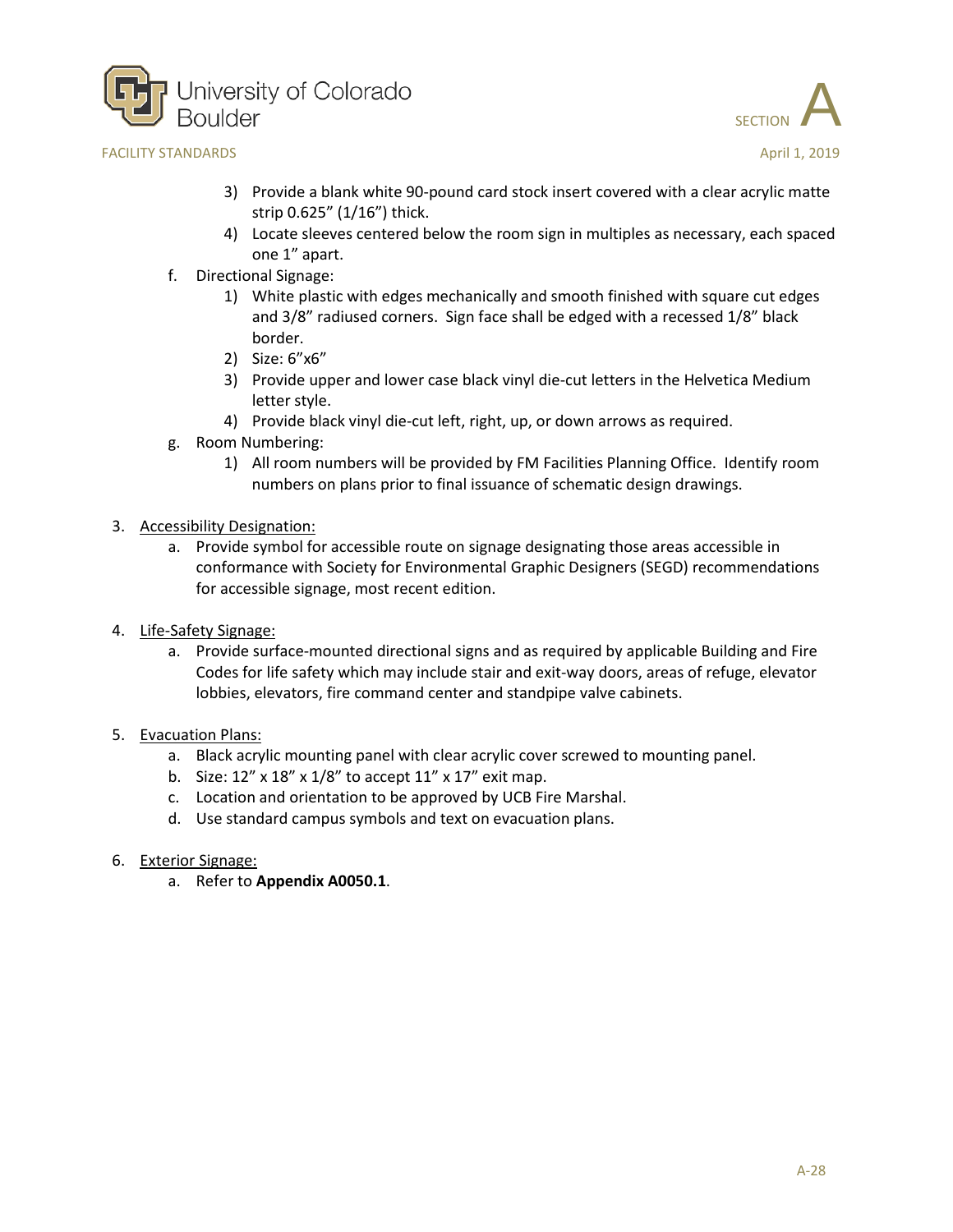3) Provide a blank white 90-pound card stock insert covered with a clear acrylic matte strip 0.625" (1/16") thick.
4) Locate sleeves centered below the room sign in multiples as necessary, each spaced one 1" apart.

f. Directional Signage:
   1) White plastic with edges mechanically and smooth finished with square cut edges and 3/8" radiused corners. Sign face shall be edged with a recessed 1/8" black border.
   2) Size: 6"x6"
   3) Provide upper and lower case black vinyl die-cut letters in the Helvetica Medium letter style.
   4) Provide black vinyl die-cut left, right, up, or down arrows as required.

g. Room Numbering:
   1) All room numbers will be provided by FM Facilities Planning Office. Identify room numbers on plans prior to final issuance of schematic design drawings.

3. <u>Accessibility Designation:</u>
   a. Provide symbol for accessible route on signage designating those areas accessible in conformance with Society for Environmental Graphic Designers (SEGD) recommendations for accessible signage, most recent edition.

4. <u>Life-Safety Signage:</u>
   a. Provide surface-mounted directional signs and as required by applicable Building and Fire Codes for life safety which may include stair and exit-way doors, areas of refuge, elevator lobbies, elevators, fire command center and standpipe valve cabinets.

5. <u>Evacuation Plans:</u>
   a. Black acrylic mounting panel with clear acrylic cover screwed to mounting panel.
   b. Size: 12" x 18" x 1/8" to accept 11" x 17" exit map.
   c. Location and orientation to be approved by UCB Fire Marshal.
   d. Use standard campus symbols and text on evacuation plans.

6. <u>Exterior Signage:</u>
   a. Refer to **Appendix A0050.1**.